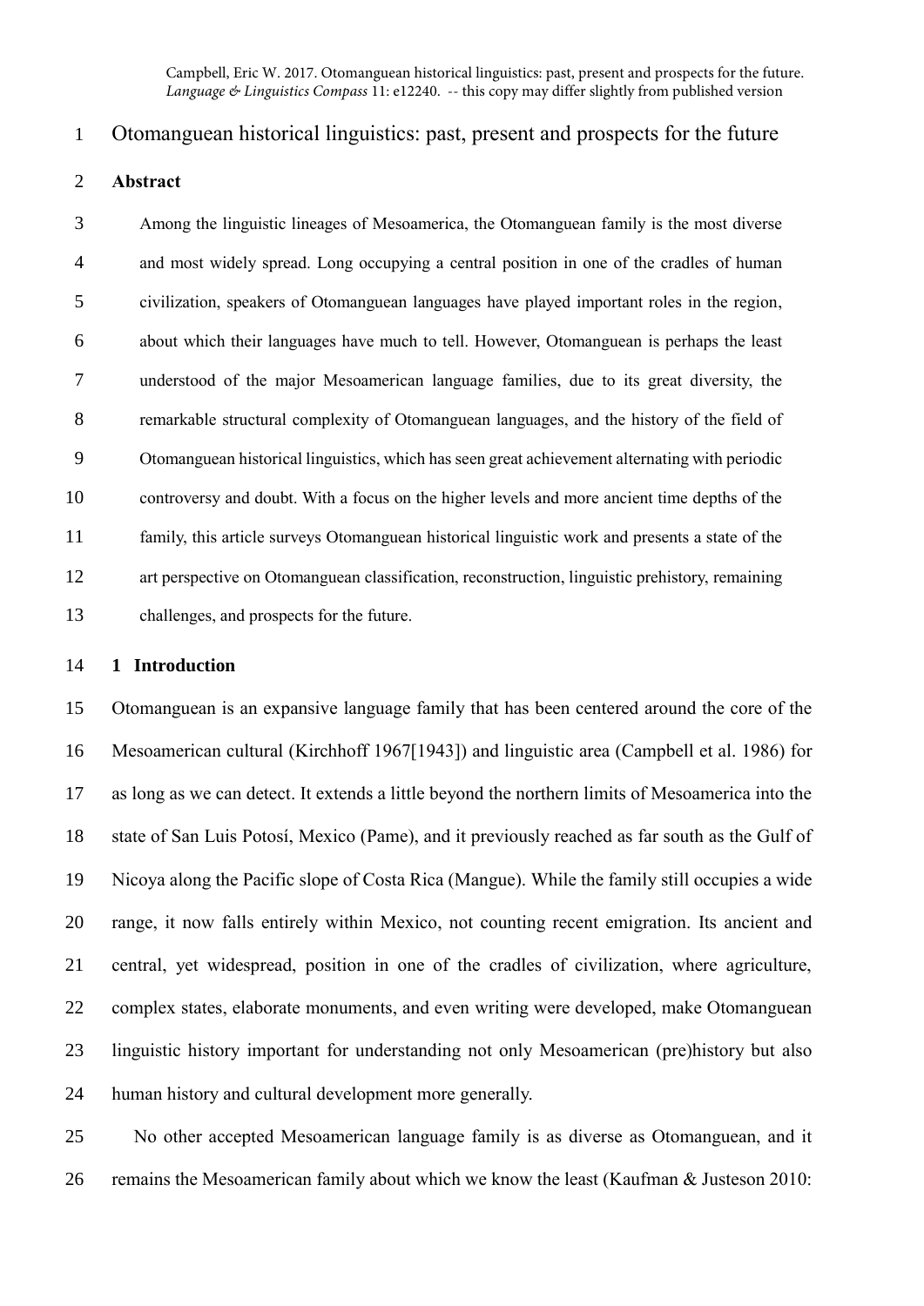Campbell, Eric W. 2017. Otomanguean historical linguistics: past, present and prospects for the future. *Language & Linguistics Compass* 11: e12240. -- this copy may differ slightly from published version

# Otomanguean historical linguistics: past, present and prospects for the future

## Abstract

Among the linguistic lineages of Mesoamerica, the Otomanguean family is the most diverse and most widely spread. Long occupying a central position in one of the cradles of human civilization, speakers of Otomanguean languages have played important roles in the region, about which their languages have much to tell. However, Otomanguean is perhaps the least understood of the major Mesoamerican language families, due to its great diversity, the remarkable structural complexity of Otomanguean languages, and the history of the field of Otomanguean historical linguistics, which has seen great achievement alternating with periodic controversy and doubt. With a focus on the higher levels and more ancient time depths of the family, this article surveys Otomanguean historical linguistic work and presents a state of the art perspective on Otomanguean classification, reconstruction, linguistic prehistory, remaining challenges, and prospects for the future.

## 1 Introduction

Otomanguean is an expansive language family that has been centered around the core of the Mesoamerican cultural (Kirchhoff 1967[1943]) and linguistic area (Campbell et al. 1986) for as long as we can detect. It extends a little beyond the northern limits of Mesoamerica into the state of San Luis Potosí, Mexico (Pame), and it previously reached as far south as the Gulf of Nicoya along the Pacific slope of Costa Rica (Mangue). While the family still occupies a wide range, it now falls entirely within Mexico, not counting recent emigration. Its ancient and central, yet widespread, position in one of the cradles of civilization, where agriculture, complex states, elaborate monuments, and even writing were developed, make Otomanguean linguistic history important for understanding not only Mesoamerican (pre)history but also human history and cultural development more generally.

No other accepted Mesoamerican language family is as diverse as Otomanguean, and it remains the Mesoamerican family about which we know the least (Kaufman & Justeson 2010: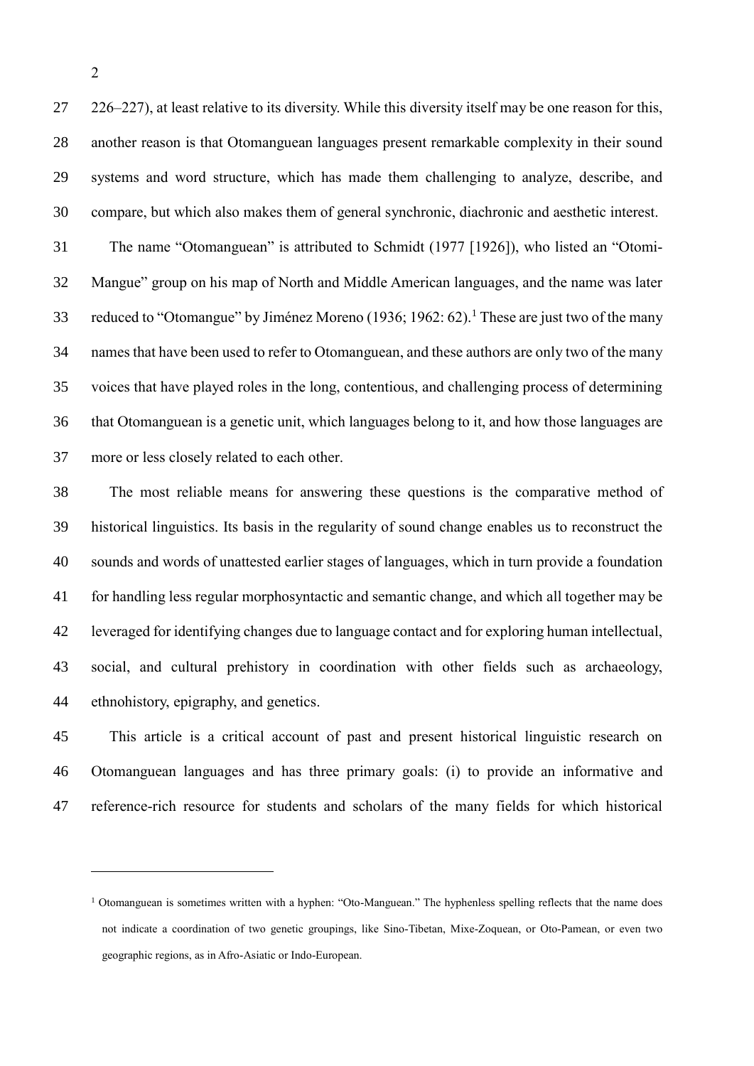226–227), at least relative to its diversity. While this diversity itself may be one reason for this, another reason is that Otomanguean languages present remarkable complexity in their sound systems and word structure, which has made them challenging to analyze, describe, and compare, but which also makes them of general synchronic, diachronic and aesthetic interest.

The name "Otomanguean" is attributed to Schmidt (1977 [1926]), who listed an "Otomi-Mangue" group on his map of North and Middle American languages, and the name was later reduced to "Otomangue" by Jiménez Moreno (1936; 1962: 62).[1] These are just two of the many names that have been used to refer to Otomanguean, and these authors are only two of the many voices that have played roles in the long, contentious, and challenging process of determining that Otomanguean is a genetic unit, which languages belong to it, and how those languages are more or less closely related to each other.

The most reliable means for answering these questions is the comparative method of historical linguistics. Its basis in the regularity of sound change enables us to reconstruct the sounds and words of unattested earlier stages of languages, which in turn provide a foundation for handling less regular morphosyntactic and semantic change, and which all together may be leveraged for identifying changes due to language contact and for exploring human intellectual, social, and cultural prehistory in coordination with other fields such as archaeology, ethnohistory, epigraphy, and genetics.

This article is a critical account of past and present historical linguistic research on Otomanguean languages and has three primary goals: (i) to provide an informative and reference-rich resource for students and scholars of the many fields for which historical

---

[1] Otomanguean is sometimes written with a hyphen: "Oto-Manguean." The hyphenless spelling reflects that the name does not indicate a coordination of two genetic groupings, like Sino-Tibetan, Mixe-Zoquean, or Oto-Pamean, or even two geographic regions, as in Afro-Asiatic or Indo-European.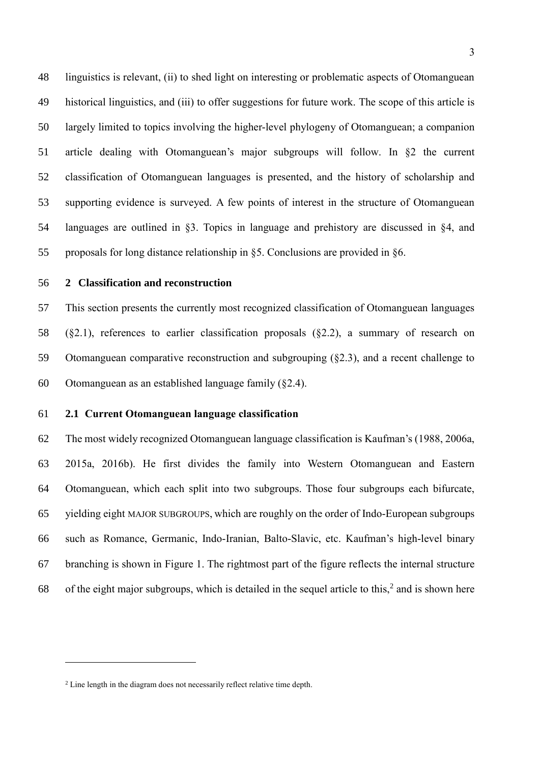linguistics is relevant, (ii) to shed light on interesting or problematic aspects of Otomanguean historical linguistics, and (iii) to offer suggestions for future work. The scope of this article is largely limited to topics involving the higher-level phylogeny of Otomanguean; a companion article dealing with Otomanguean's major subgroups will follow. In §2 the current classification of Otomanguean languages is presented, and the history of scholarship and supporting evidence is surveyed. A few points of interest in the structure of Otomanguean languages are outlined in §3. Topics in language and prehistory are discussed in §4, and proposals for long distance relationship in §5. Conclusions are provided in §6.

## 2 Classification and reconstruction

This section presents the currently most recognized classification of Otomanguean languages (§2.1), references to earlier classification proposals (§2.2), a summary of research on Otomanguean comparative reconstruction and subgrouping (§2.3), and a recent challenge to Otomanguean as an established language family (§2.4).

### 2.1 Current Otomanguean language classification

The most widely recognized Otomanguean language classification is Kaufman's (1988, 2006a, 2015a, 2016b). He first divides the family into Western Otomanguean and Eastern Otomanguean, which each split into two subgroups. Those four subgroups each bifurcate, yielding eight MAJOR SUBGROUPS, which are roughly on the order of Indo-European subgroups such as Romance, Germanic, Indo-Iranian, Balto-Slavic, etc. Kaufman's high-level binary branching is shown in Figure 1. The rightmost part of the figure reflects the internal structure of the eight major subgroups, which is detailed in the sequel article to this,[2] and is shown here

[2] Line length in the diagram does not necessarily reflect relative time depth.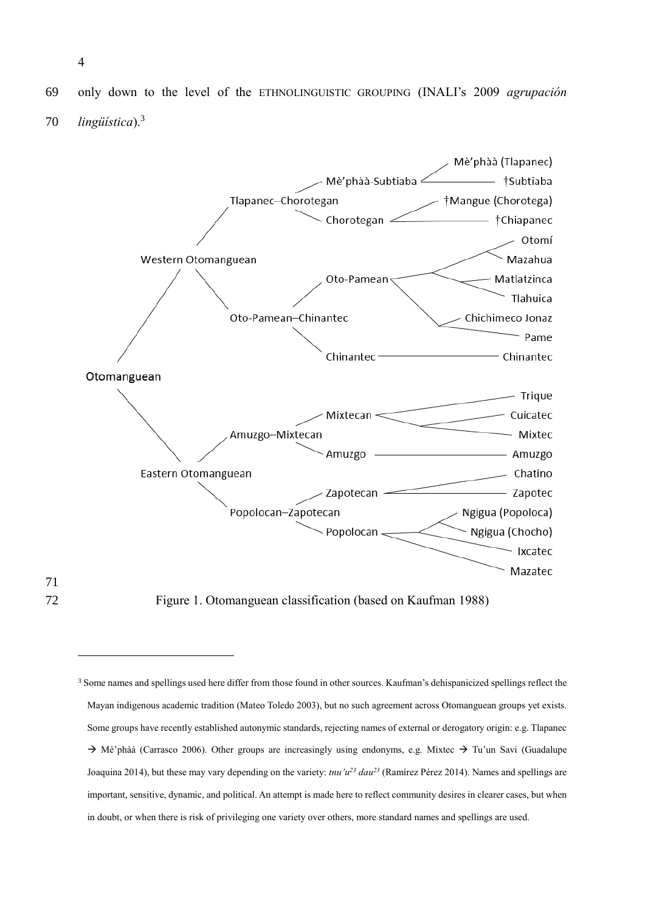only down to the level of the ETHNOLINGUISTIC GROUPING (INALI's 2009 *agrupación lingüística*).[3]

- Otomanguean
  - Western Otomanguean
    - Tlapanec–Chorotegan
      - Mè'phàà-Subtiaba
        - Mè'phàà (Tlapanec)
        - †Subtiaba
      - Chorotegan
        - †Mangue (Chorotega)
        - †Chiapanec
    - Oto-Pamean–Chinantec
      - Oto-Pamean
        - Otomí
        - Mazahua
        - Matlatzinca
        - Tlahuica
        - Chichimeco Jonaz
        - Pame
      - Chinantec
        - Chinantec
  - Eastern Otomanguean
    - Amuzgo–Mixtecan
      - Mixtecan
        - Trique
        - Cuicatec
        - Mixtec
      - Amuzgo
        - Amuzgo
    - Popolocan–Zapotecan
      - Zapotecan
        - Chatino
        - Zapotec
      - Popolocan
        - Ngigua (Popoloca)
        - Ngigua (Chocho)
        - Ixcatec
        - Mazatec

Figure 1. Otomanguean classification (based on Kaufman 1988)

[3] Some names and spellings used here differ from those found in other sources. Kaufman's dehispanicized spellings reflect the Mayan indigenous academic tradition (Mateo Toledo 2003), but no such agreement across Otomanguean groups yet exists. Some groups have recently established autonymic standards, rejecting names of external or derogatory origin: e.g. Tlapanec → Mè'phàà (Carrasco 2006). Other groups are increasingly using endonyms, e.g. Mixtec → Tu'un Savi (Guadalupe Joaquina 2014), but these may vary depending on the variety: *tnu'u*[23] *dau*[23] (Ramírez Pérez 2014). Names and spellings are important, sensitive, dynamic, and political. An attempt is made here to reflect community desires in clearer cases, but when in doubt, or when there is risk of privileging one variety over others, more standard names and spellings are used.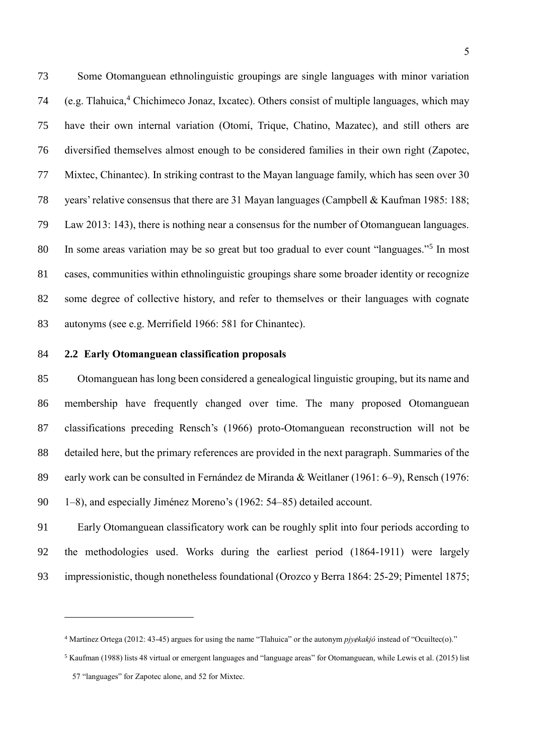Some Otomanguean ethnolinguistic groupings are single languages with minor variation (e.g. Tlahuica,[4] Chichimeco Jonaz, Ixcatec). Others consist of multiple languages, which may have their own internal variation (Otomí, Trique, Chatino, Mazatec), and still others are diversified themselves almost enough to be considered families in their own right (Zapotec, Mixtec, Chinantec). In striking contrast to the Mayan language family, which has seen over 30 years' relative consensus that there are 31 Mayan languages (Campbell & Kaufman 1985: 188; Law 2013: 143), there is nothing near a consensus for the number of Otomanguean languages. In some areas variation may be so great but too gradual to ever count "languages."[5] In most cases, communities within ethnolinguistic groupings share some broader identity or recognize some degree of collective history, and refer to themselves or their languages with cognate autonyms (see e.g. Merrifield 1966: 581 for Chinantec).

## 2.2 Early Otomanguean classification proposals

Otomanguean has long been considered a genealogical linguistic grouping, but its name and membership have frequently changed over time. The many proposed Otomanguean classifications preceding Rensch's (1966) proto-Otomanguean reconstruction will not be detailed here, but the primary references are provided in the next paragraph. Summaries of the early work can be consulted in Fernández de Miranda & Weitlaner (1961: 6–9), Rensch (1976: 1–8), and especially Jiménez Moreno's (1962: 54–85) detailed account.

Early Otomanguean classificatory work can be roughly split into four periods according to the methodologies used. Works during the earliest period (1864-1911) were largely impressionistic, though nonetheless foundational (Orozco y Berra 1864: 25-29; Pimentel 1875;

---

[4] Martínez Ortega (2012: 43-45) argues for using the name "Tlahuica" or the autonym *pjyɇkakjó* instead of "Ocuiltec(o)."

[5] Kaufman (1988) lists 48 virtual or emergent languages and "language areas" for Otomanguean, while Lewis et al. (2015) list 57 "languages" for Zapotec alone, and 52 for Mixtec.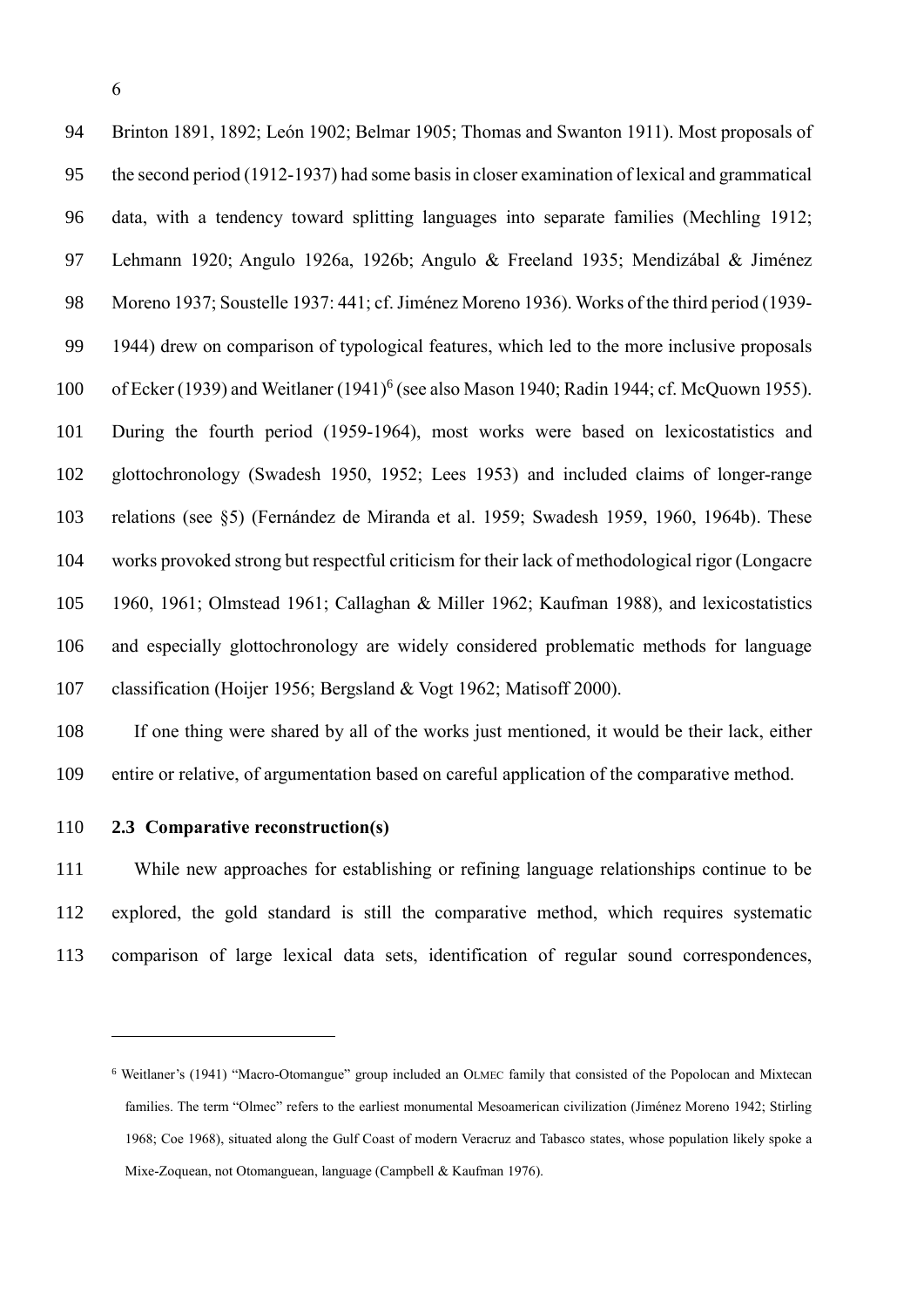Brinton 1891, 1892; León 1902; Belmar 1905; Thomas and Swanton 1911). Most proposals of the second period (1912-1937) had some basis in closer examination of lexical and grammatical data, with a tendency toward splitting languages into separate families (Mechling 1912; Lehmann 1920; Angulo 1926a, 1926b; Angulo & Freeland 1935; Mendizábal & Jiménez Moreno 1937; Soustelle 1937: 441; cf. Jiménez Moreno 1936). Works of the third period (1939-1944) drew on comparison of typological features, which led to the more inclusive proposals of Ecker (1939) and Weitlaner (1941)[6] (see also Mason 1940; Radin 1944; cf. McQuown 1955). During the fourth period (1959-1964), most works were based on lexicostatistics and glottochronology (Swadesh 1950, 1952; Lees 1953) and included claims of longer-range relations (see §5) (Fernández de Miranda et al. 1959; Swadesh 1959, 1960, 1964b). These works provoked strong but respectful criticism for their lack of methodological rigor (Longacre 1960, 1961; Olmstead 1961; Callaghan & Miller 1962; Kaufman 1988), and lexicostatistics and especially glottochronology are widely considered problematic methods for language classification (Hoijer 1956; Bergsland & Vogt 1962; Matisoff 2000).

If one thing were shared by all of the works just mentioned, it would be their lack, either entire or relative, of argumentation based on careful application of the comparative method.

### 2.3 Comparative reconstruction(s)

While new approaches for establishing or refining language relationships continue to be explored, the gold standard is still the comparative method, which requires systematic comparison of large lexical data sets, identification of regular sound correspondences,

---

[6] Weitlaner's (1941) "Macro-Otomangue" group included an OLMEC family that consisted of the Popolocan and Mixtecan families. The term "Olmec" refers to the earliest monumental Mesoamerican civilization (Jiménez Moreno 1942; Stirling 1968; Coe 1968), situated along the Gulf Coast of modern Veracruz and Tabasco states, whose population likely spoke a Mixe-Zoquean, not Otomanguean, language (Campbell & Kaufman 1976).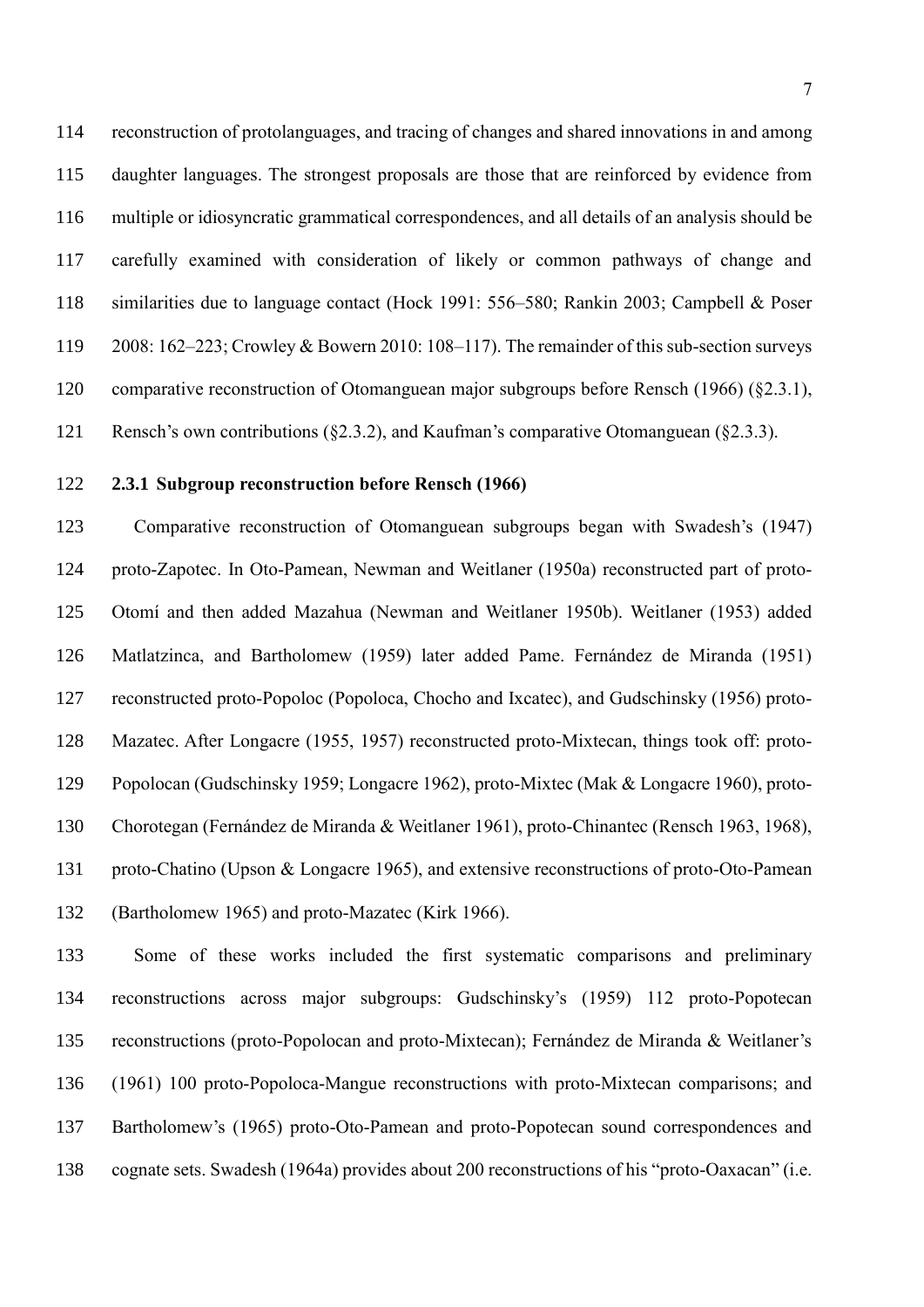reconstruction of protolanguages, and tracing of changes and shared innovations in and among daughter languages. The strongest proposals are those that are reinforced by evidence from multiple or idiosyncratic grammatical correspondences, and all details of an analysis should be carefully examined with consideration of likely or common pathways of change and similarities due to language contact (Hock 1991: 556–580; Rankin 2003; Campbell & Poser 2008: 162–223; Crowley & Bowern 2010: 108–117). The remainder of this sub-section surveys comparative reconstruction of Otomanguean major subgroups before Rensch (1966) (§2.3.1), Rensch's own contributions (§2.3.2), and Kaufman's comparative Otomanguean (§2.3.3).

### 2.3.1 Subgroup reconstruction before Rensch (1966)

Comparative reconstruction of Otomanguean subgroups began with Swadesh's (1947) proto-Zapotec. In Oto-Pamean, Newman and Weitlaner (1950a) reconstructed part of proto-Otomí and then added Mazahua (Newman and Weitlaner 1950b). Weitlaner (1953) added Matlatzinca, and Bartholomew (1959) later added Pame. Fernández de Miranda (1951) reconstructed proto-Popoloc (Popoloca, Chocho and Ixcatec), and Gudschinsky (1956) proto-Mazatec. After Longacre (1955, 1957) reconstructed proto-Mixtecan, things took off: proto-Popolocan (Gudschinsky 1959; Longacre 1962), proto-Mixtec (Mak & Longacre 1960), proto-Chorotegan (Fernández de Miranda & Weitlaner 1961), proto-Chinantec (Rensch 1963, 1968), proto-Chatino (Upson & Longacre 1965), and extensive reconstructions of proto-Oto-Pamean (Bartholomew 1965) and proto-Mazatec (Kirk 1966).

Some of these works included the first systematic comparisons and preliminary reconstructions across major subgroups: Gudschinsky's (1959) 112 proto-Popotecan reconstructions (proto-Popolocan and proto-Mixtecan); Fernández de Miranda & Weitlaner's (1961) 100 proto-Popoloca-Mangue reconstructions with proto-Mixtecan comparisons; and Bartholomew's (1965) proto-Oto-Pamean and proto-Popotecan sound correspondences and cognate sets. Swadesh (1964a) provides about 200 reconstructions of his "proto-Oaxacan" (i.e.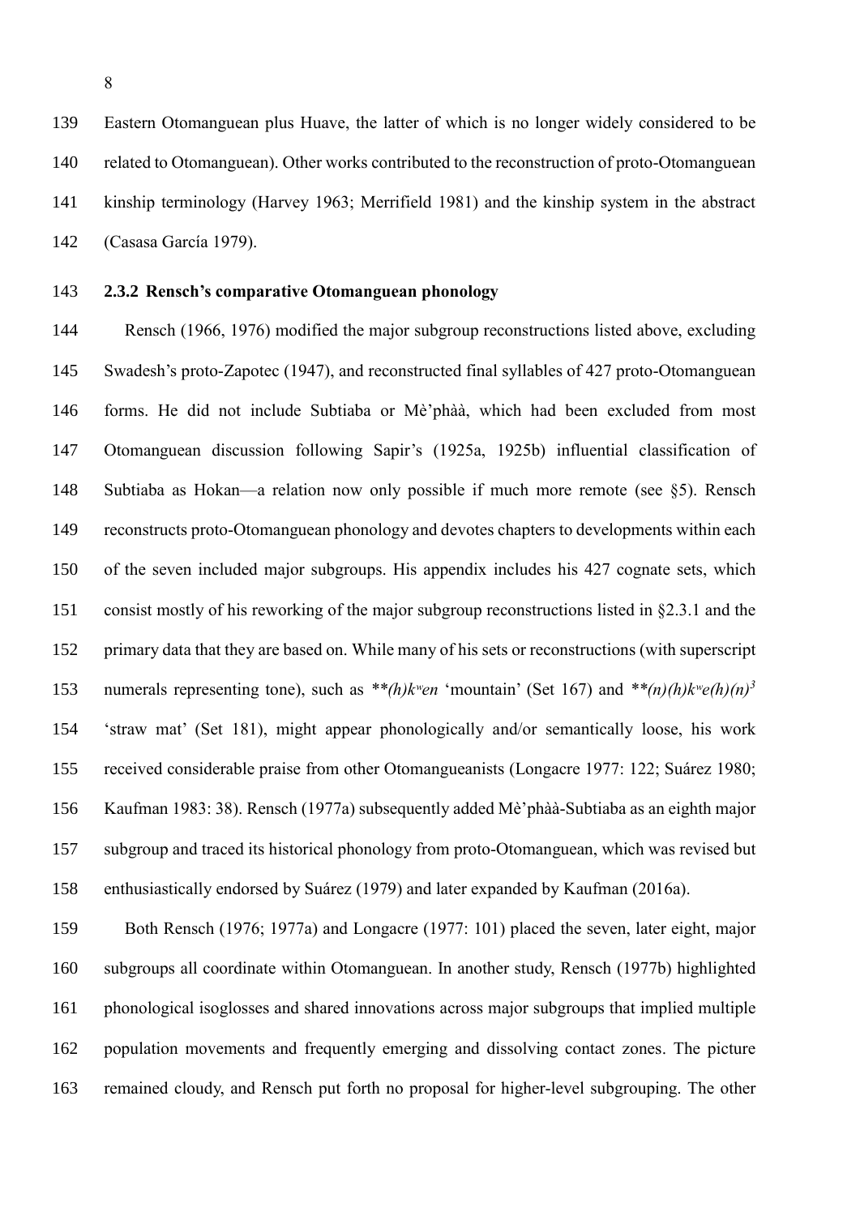Eastern Otomanguean plus Huave, the latter of which is no longer widely considered to be related to Otomanguean). Other works contributed to the reconstruction of proto-Otomanguean kinship terminology (Harvey 1963; Merrifield 1981) and the kinship system in the abstract (Casasa García 1979).

### 2.3.2 Rensch's comparative Otomanguean phonology

Rensch (1966, 1976) modified the major subgroup reconstructions listed above, excluding Swadesh's proto-Zapotec (1947), and reconstructed final syllables of 427 proto-Otomanguean forms. He did not include Subtiaba or Mè'phàà, which had been excluded from most Otomanguean discussion following Sapir's (1925a, 1925b) influential classification of Subtiaba as Hokan—a relation now only possible if much more remote (see §5). Rensch reconstructs proto-Otomanguean phonology and devotes chapters to developments within each of the seven included major subgroups. His appendix includes his 427 cognate sets, which consist mostly of his reworking of the major subgroup reconstructions listed in §2.3.1 and the primary data that they are based on. While many of his sets or reconstructions (with superscript numerals representing tone), such as \*\**(h)kʷen* 'mountain' (Set 167) and \*\**(n)(h)kʷe(h)(n)*$^3$ 'straw mat' (Set 181), might appear phonologically and/or semantically loose, his work received considerable praise from other Otomangueanists (Longacre 1977: 122; Suárez 1980; Kaufman 1983: 38). Rensch (1977a) subsequently added Mè'phàà-Subtiaba as an eighth major subgroup and traced its historical phonology from proto-Otomanguean, which was revised but enthusiastically endorsed by Suárez (1979) and later expanded by Kaufman (2016a).

Both Rensch (1976; 1977a) and Longacre (1977: 101) placed the seven, later eight, major subgroups all coordinate within Otomanguean. In another study, Rensch (1977b) highlighted phonological isoglosses and shared innovations across major subgroups that implied multiple population movements and frequently emerging and dissolving contact zones. The picture remained cloudy, and Rensch put forth no proposal for higher-level subgrouping. The other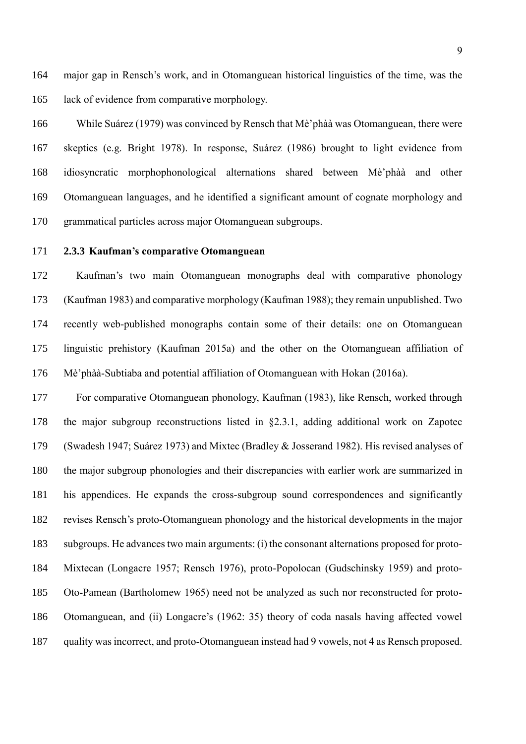major gap in Rensch's work, and in Otomanguean historical linguistics of the time, was the lack of evidence from comparative morphology.

While Suárez (1979) was convinced by Rensch that Mè'phàà was Otomanguean, there were skeptics (e.g. Bright 1978). In response, Suárez (1986) brought to light evidence from idiosyncratic morphophonological alternations shared between Mè'phàà and other Otomanguean languages, and he identified a significant amount of cognate morphology and grammatical particles across major Otomanguean subgroups.

### 2.3.3 Kaufman's comparative Otomanguean

Kaufman's two main Otomanguean monographs deal with comparative phonology (Kaufman 1983) and comparative morphology (Kaufman 1988); they remain unpublished. Two recently web-published monographs contain some of their details: one on Otomanguean linguistic prehistory (Kaufman 2015a) and the other on the Otomanguean affiliation of Mè'phàà-Subtiaba and potential affiliation of Otomanguean with Hokan (2016a).

For comparative Otomanguean phonology, Kaufman (1983), like Rensch, worked through the major subgroup reconstructions listed in §2.3.1, adding additional work on Zapotec (Swadesh 1947; Suárez 1973) and Mixtec (Bradley & Josserand 1982). His revised analyses of the major subgroup phonologies and their discrepancies with earlier work are summarized in his appendices. He expands the cross-subgroup sound correspondences and significantly revises Rensch's proto-Otomanguean phonology and the historical developments in the major subgroups. He advances two main arguments: (i) the consonant alternations proposed for proto-Mixtecan (Longacre 1957; Rensch 1976), proto-Popolocan (Gudschinsky 1959) and proto-Oto-Pamean (Bartholomew 1965) need not be analyzed as such nor reconstructed for proto-Otomanguean, and (ii) Longacre's (1962: 35) theory of coda nasals having affected vowel quality was incorrect, and proto-Otomanguean instead had 9 vowels, not 4 as Rensch proposed.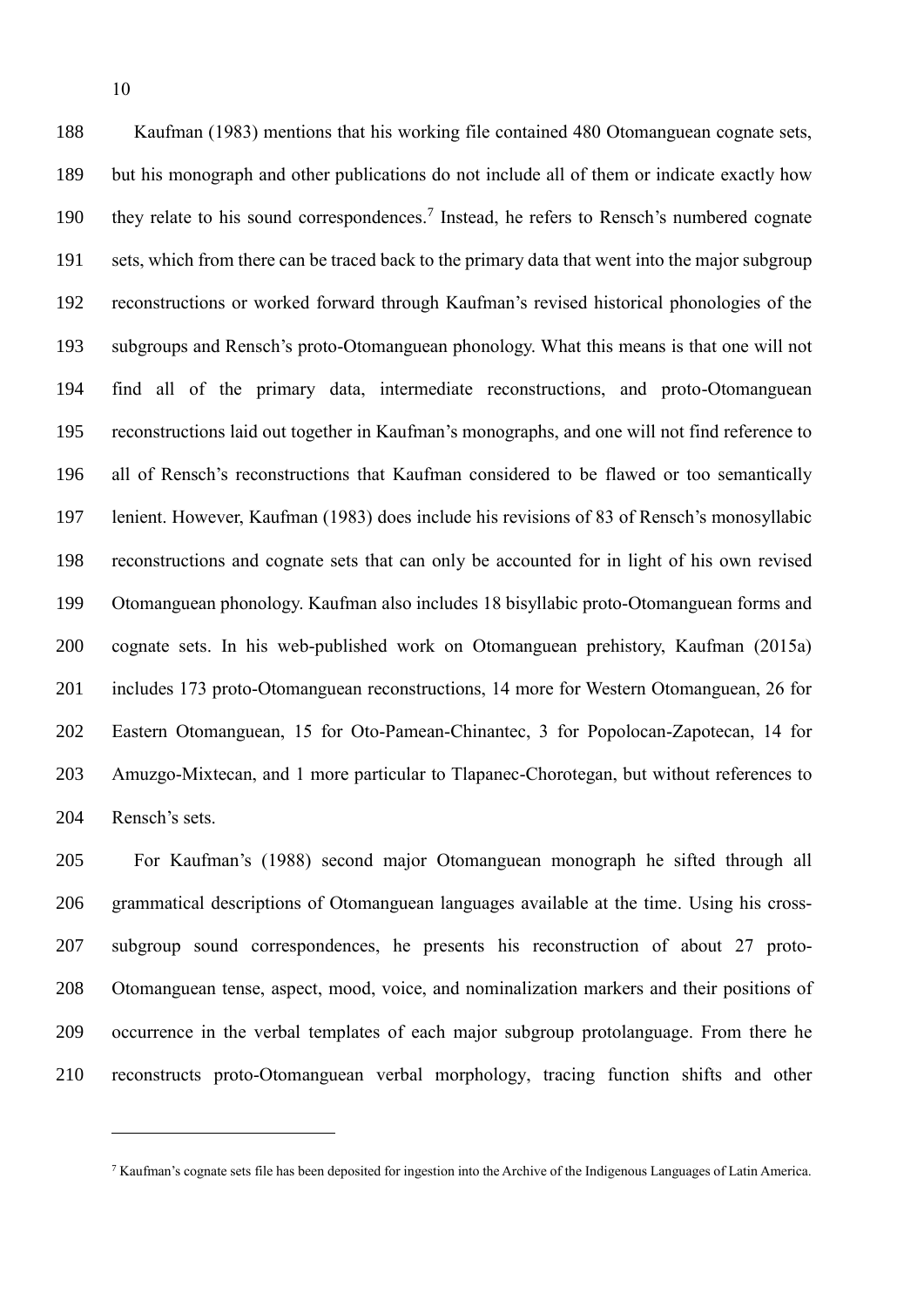Kaufman (1983) mentions that his working file contained 480 Otomanguean cognate sets, but his monograph and other publications do not include all of them or indicate exactly how they relate to his sound correspondences.[7] Instead, he refers to Rensch's numbered cognate sets, which from there can be traced back to the primary data that went into the major subgroup reconstructions or worked forward through Kaufman's revised historical phonologies of the subgroups and Rensch's proto-Otomanguean phonology. What this means is that one will not find all of the primary data, intermediate reconstructions, and proto-Otomanguean reconstructions laid out together in Kaufman's monographs, and one will not find reference to all of Rensch's reconstructions that Kaufman considered to be flawed or too semantically lenient. However, Kaufman (1983) does include his revisions of 83 of Rensch's monosyllabic reconstructions and cognate sets that can only be accounted for in light of his own revised Otomanguean phonology. Kaufman also includes 18 bisyllabic proto-Otomanguean forms and cognate sets. In his web-published work on Otomanguean prehistory, Kaufman (2015a) includes 173 proto-Otomanguean reconstructions, 14 more for Western Otomanguean, 26 for Eastern Otomanguean, 15 for Oto-Pamean-Chinantec, 3 for Popolocan-Zapotecan, 14 for Amuzgo-Mixtecan, and 1 more particular to Tlapanec-Chorotegan, but without references to Rensch's sets.

For Kaufman's (1988) second major Otomanguean monograph he sifted through all grammatical descriptions of Otomanguean languages available at the time. Using his cross-subgroup sound correspondences, he presents his reconstruction of about 27 proto-Otomanguean tense, aspect, mood, voice, and nominalization markers and their positions of occurrence in the verbal templates of each major subgroup protolanguage. From there he reconstructs proto-Otomanguean verbal morphology, tracing function shifts and other

[7] Kaufman's cognate sets file has been deposited for ingestion into the Archive of the Indigenous Languages of Latin America.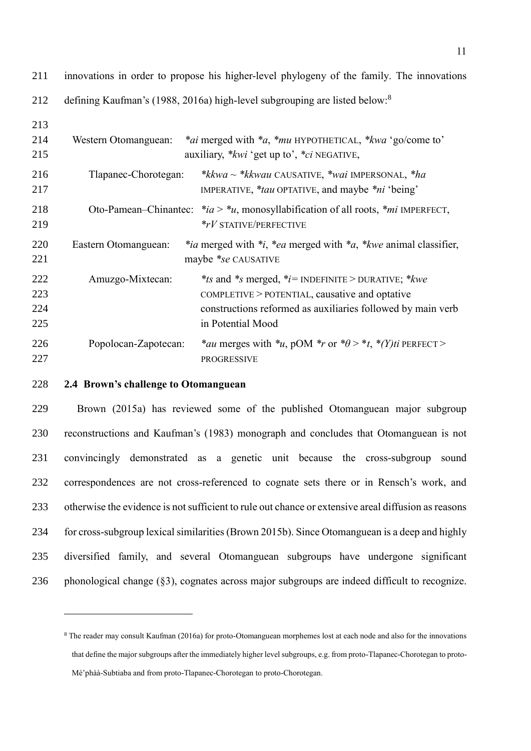innovations in order to propose his higher-level phylogeny of the family. The innovations defining Kaufman's (1988, 2016a) high-level subgrouping are listed below:[8]

- Western Otomanguean: *\*ai* merged with *\*a*, *\*mu* HYPOTHETICAL, *\*kwa* 'go/come to' auxiliary, *\*kwi* 'get up to', *\*ci* NEGATIVE,
  - Tlapanec-Chorotegan: *\*kkwa* ~ *\*kkwau* CAUSATIVE, *\*wai* IMPERSONAL, *\*ha* IMPERATIVE, *\*tau* OPTATIVE, and maybe *\*ni* 'being'
  - Oto-Pamean–Chinantec: *\*ia* > *\*u*, monosyllabification of all roots, *\*mi* IMPERFECT, *\*rV* STATIVE/PERFECTIVE
- Eastern Otomanguean: *\*ia* merged with *\*i*, *\*ea* merged with *\*a*, *\*kwe* animal classifier, maybe *\*se* CAUSATIVE
  - Amuzgo-Mixtecan: *\*ts* and *\*s* merged, *\*i=* INDEFINITE > DURATIVE; *\*kwe* COMPLETIVE > POTENTIAL, causative and optative constructions reformed as auxiliaries followed by main verb in Potential Mood
  - Popolocan-Zapotecan: *\*au* merges with *\*u*, pOM *\*r* or *\*θ* > *\*t*, *\*(Y)ti* PERFECT > PROGRESSIVE

### 2.4 Brown's challenge to Otomanguean

Brown (2015a) has reviewed some of the published Otomanguean major subgroup reconstructions and Kaufman's (1983) monograph and concludes that Otomanguean is not convincingly demonstrated as a genetic unit because the cross-subgroup sound correspondences are not cross-referenced to cognate sets there or in Rensch's work, and otherwise the evidence is not sufficient to rule out chance or extensive areal diffusion as reasons for cross-subgroup lexical similarities (Brown 2015b). Since Otomanguean is a deep and highly diversified family, and several Otomanguean subgroups have undergone significant phonological change (§3), cognates across major subgroups are indeed difficult to recognize.

---

[8] The reader may consult Kaufman (2016a) for proto-Otomanguean morphemes lost at each node and also for the innovations that define the major subgroups after the immediately higher level subgroups, e.g. from proto-Tlapanec-Chorotegan to proto-Mè'phàà-Subtiaba and from proto-Tlapanec-Chorotegan to proto-Chorotegan.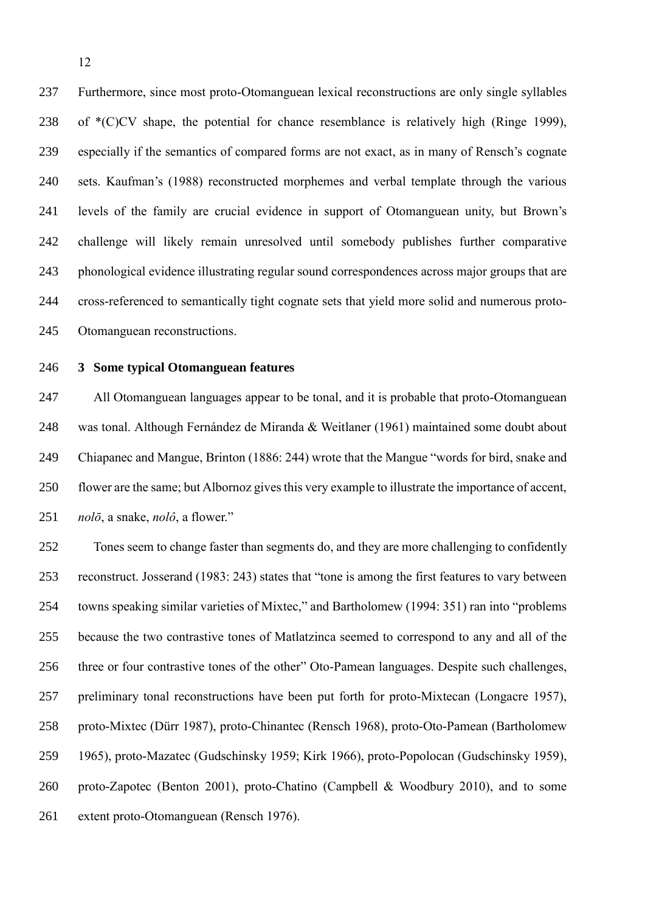Furthermore, since most proto-Otomanguean lexical reconstructions are only single syllables of *(C)CV shape, the potential for chance resemblance is relatively high (Ringe 1999), especially if the semantics of compared forms are not exact, as in many of Rensch's cognate sets. Kaufman's (1988) reconstructed morphemes and verbal template through the various levels of the family are crucial evidence in support of Otomanguean unity, but Brown's challenge will likely remain unresolved until somebody publishes further comparative phonological evidence illustrating regular sound correspondences across major groups that are cross-referenced to semantically tight cognate sets that yield more solid and numerous proto-Otomanguean reconstructions.

## 3 Some typical Otomanguean features

All Otomanguean languages appear to be tonal, and it is probable that proto-Otomanguean was tonal. Although Fernández de Miranda & Weitlaner (1961) maintained some doubt about Chiapanec and Mangue, Brinton (1886: 244) wrote that the Mangue "words for bird, snake and flower are the same; but Albornoz gives this very example to illustrate the importance of accent, *nolō*, a snake, *nolô*, a flower."

Tones seem to change faster than segments do, and they are more challenging to confidently reconstruct. Josserand (1983: 243) states that "tone is among the first features to vary between towns speaking similar varieties of Mixtec," and Bartholomew (1994: 351) ran into "problems because the two contrastive tones of Matlatzinca seemed to correspond to any and all of the three or four contrastive tones of the other" Oto-Pamean languages. Despite such challenges, preliminary tonal reconstructions have been put forth for proto-Mixtecan (Longacre 1957), proto-Mixtec (Dürr 1987), proto-Chinantec (Rensch 1968), proto-Oto-Pamean (Bartholomew 1965), proto-Mazatec (Gudschinsky 1959; Kirk 1966), proto-Popolocan (Gudschinsky 1959), proto-Zapotec (Benton 2001), proto-Chatino (Campbell & Woodbury 2010), and to some extent proto-Otomanguean (Rensch 1976).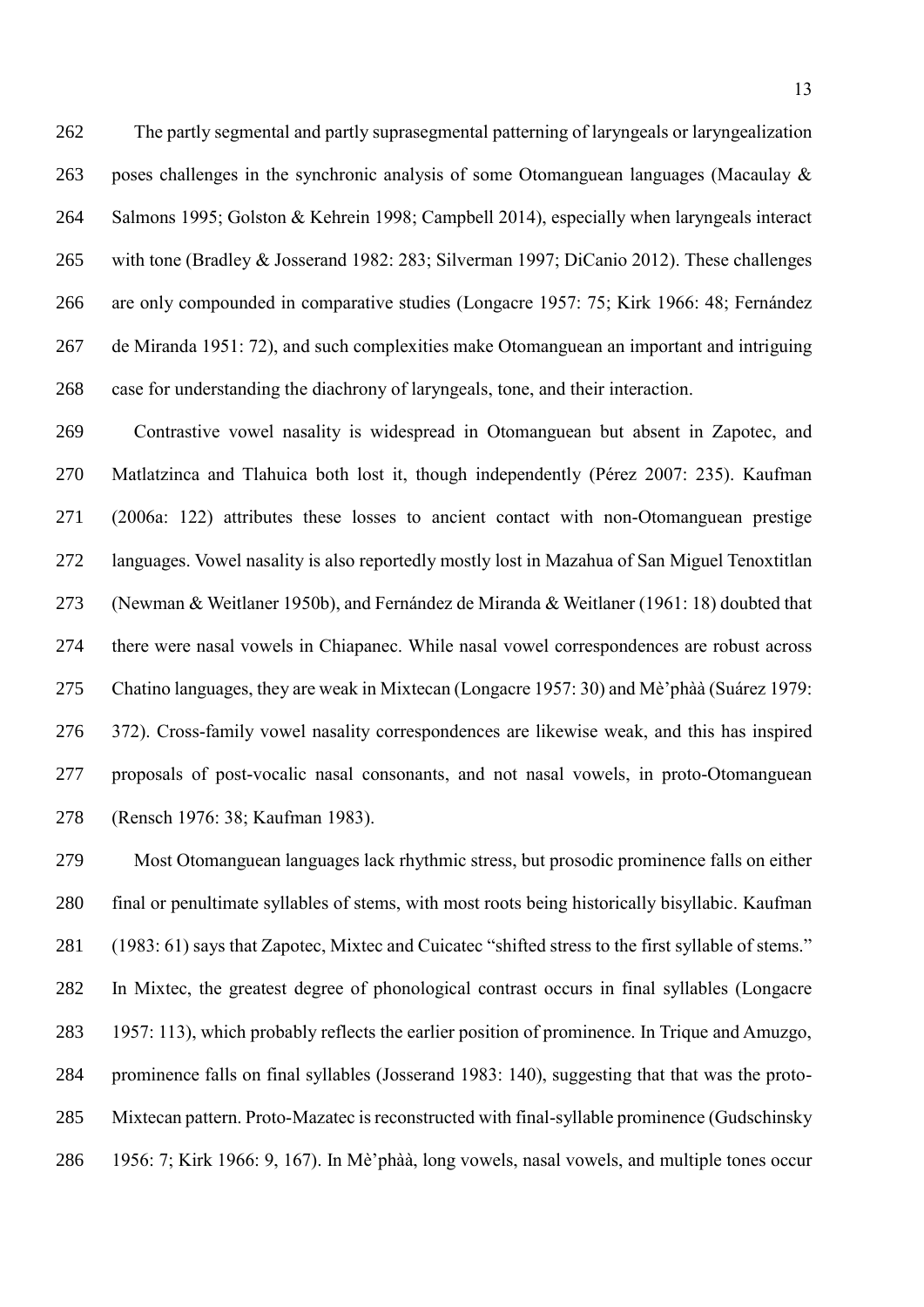The partly segmental and partly suprasegmental patterning of laryngeals or laryngealization poses challenges in the synchronic analysis of some Otomanguean languages (Macaulay & Salmons 1995; Golston & Kehrein 1998; Campbell 2014), especially when laryngeals interact with tone (Bradley & Josserand 1982: 283; Silverman 1997; DiCanio 2012). These challenges are only compounded in comparative studies (Longacre 1957: 75; Kirk 1966: 48; Fernández de Miranda 1951: 72), and such complexities make Otomanguean an important and intriguing case for understanding the diachrony of laryngeals, tone, and their interaction.

Contrastive vowel nasality is widespread in Otomanguean but absent in Zapotec, and Matlatzinca and Tlahuica both lost it, though independently (Pérez 2007: 235). Kaufman (2006a: 122) attributes these losses to ancient contact with non-Otomanguean prestige languages. Vowel nasality is also reportedly mostly lost in Mazahua of San Miguel Tenoxtitlan (Newman & Weitlaner 1950b), and Fernández de Miranda & Weitlaner (1961: 18) doubted that there were nasal vowels in Chiapanec. While nasal vowel correspondences are robust across Chatino languages, they are weak in Mixtecan (Longacre 1957: 30) and Mè'phàà (Suárez 1979: 372). Cross-family vowel nasality correspondences are likewise weak, and this has inspired proposals of post-vocalic nasal consonants, and not nasal vowels, in proto-Otomanguean (Rensch 1976: 38; Kaufman 1983).

Most Otomanguean languages lack rhythmic stress, but prosodic prominence falls on either final or penultimate syllables of stems, with most roots being historically bisyllabic. Kaufman (1983: 61) says that Zapotec, Mixtec and Cuicatec "shifted stress to the first syllable of stems." In Mixtec, the greatest degree of phonological contrast occurs in final syllables (Longacre 1957: 113), which probably reflects the earlier position of prominence. In Trique and Amuzgo, prominence falls on final syllables (Josserand 1983: 140), suggesting that that was the proto-Mixtecan pattern. Proto-Mazatec is reconstructed with final-syllable prominence (Gudschinsky 1956: 7; Kirk 1966: 9, 167). In Mè'phàà, long vowels, nasal vowels, and multiple tones occur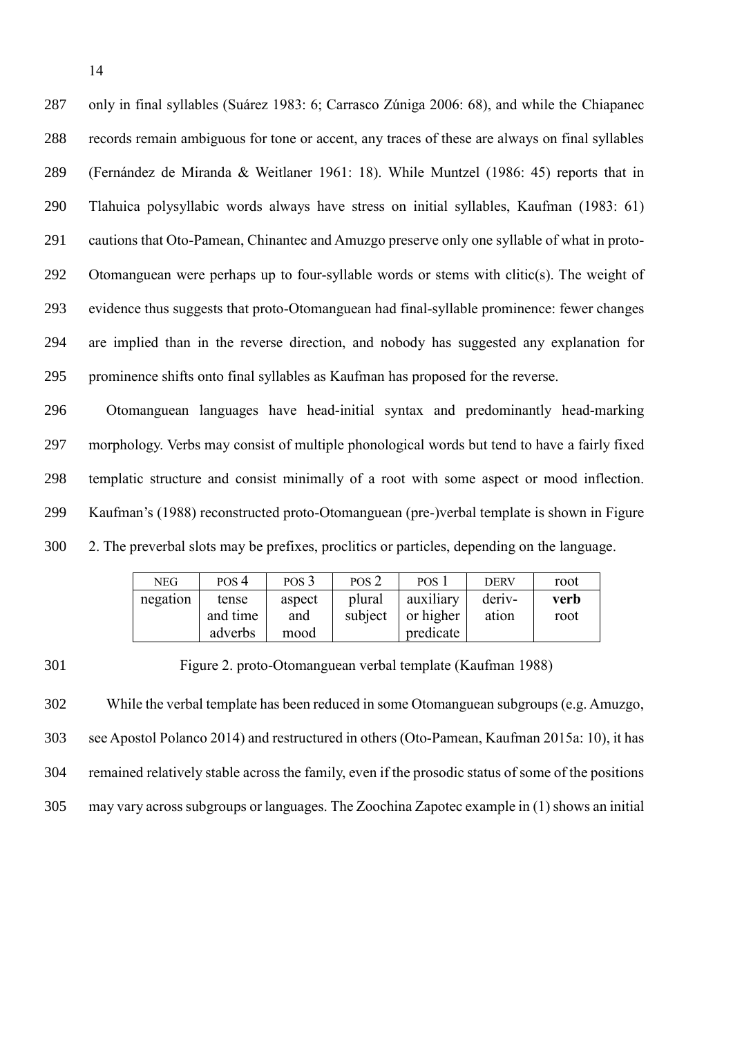only in final syllables (Suárez 1983: 6; Carrasco Zúniga 2006: 68), and while the Chiapanec records remain ambiguous for tone or accent, any traces of these are always on final syllables (Fernández de Miranda & Weitlaner 1961: 18). While Muntzel (1986: 45) reports that in Tlahuica polysyllabic words always have stress on initial syllables, Kaufman (1983: 61) cautions that Oto-Pamean, Chinantec and Amuzgo preserve only one syllable of what in proto-Otomanguean were perhaps up to four-syllable words or stems with clitic(s). The weight of evidence thus suggests that proto-Otomanguean had final-syllable prominence: fewer changes are implied than in the reverse direction, and nobody has suggested any explanation for prominence shifts onto final syllables as Kaufman has proposed for the reverse.

Otomanguean languages have head-initial syntax and predominantly head-marking morphology. Verbs may consist of multiple phonological words but tend to have a fairly fixed templatic structure and consist minimally of a root with some aspect or mood inflection. Kaufman's (1988) reconstructed proto-Otomanguean (pre-)verbal template is shown in Figure 2. The preverbal slots may be prefixes, proclitics or particles, depending on the language.

| NEG | POS 4 | POS 3 | POS 2 | POS 1 | DERV | root |
|---|---|---|---|---|---|---|
| negation | tense and time adverbs | aspect and mood | plural subject | auxiliary or higher predicate | deriv-ation | **verb** root |

Figure 2. proto-Otomanguean verbal template (Kaufman 1988)

While the verbal template has been reduced in some Otomanguean subgroups (e.g. Amuzgo, see Apostol Polanco 2014) and restructured in others (Oto-Pamean, Kaufman 2015a: 10), it has remained relatively stable across the family, even if the prosodic status of some of the positions may vary across subgroups or languages. The Zoochina Zapotec example in (1) shows an initial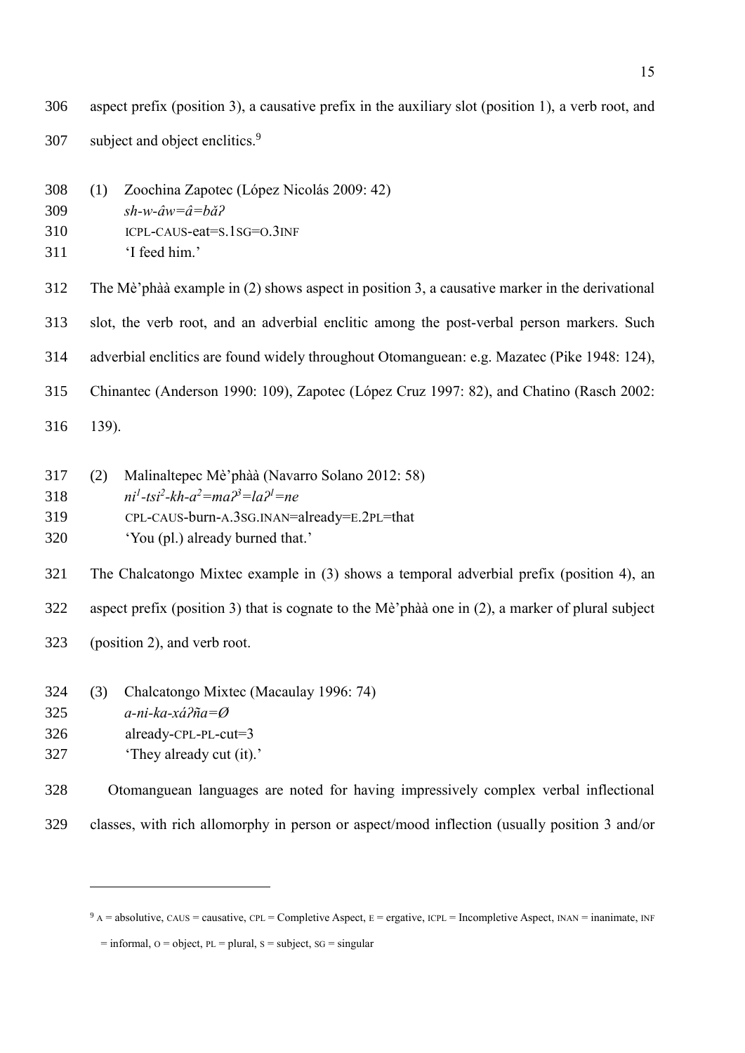aspect prefix (position 3), a causative prefix in the auxiliary slot (position 1), a verb root, and subject and object enclitics.[9]

(1) Zoochina Zapotec (López Nicolás 2009: 42)
*sh-w-âw=â=bǎʔ*
ICPL-CAUS-eat=S.1SG=O.3INF
'I feed him.'

The Mè'phàà example in (2) shows aspect in position 3, a causative marker in the derivational slot, the verb root, and an adverbial enclitic among the post-verbal person markers. Such adverbial enclitics are found widely throughout Otomanguean: e.g. Mazatec (Pike 1948: 124), Chinantec (Anderson 1990: 109), Zapotec (López Cruz 1997: 82), and Chatino (Rasch 2002: 139).

(2) Malinaltepec Mè'phàà (Navarro Solano 2012: 58)
*ni¹-tsi²-kh-a²=maʔ³=laʔ¹=ne*
CPL-CAUS-burn-A.3SG.INAN=already=E.2PL=that
'You (pl.) already burned that.'

The Chalcatongo Mixtec example in (3) shows a temporal adverbial prefix (position 4), an aspect prefix (position 3) that is cognate to the Mè'phàà one in (2), a marker of plural subject (position 2), and verb root.

(3) Chalcatongo Mixtec (Macaulay 1996: 74)
*a-ni-ka-xáʔña=Ø*
already-CPL-PL-cut=3
'They already cut (it).'

Otomanguean languages are noted for having impressively complex verbal inflectional classes, with rich allomorphy in person or aspect/mood inflection (usually position 3 and/or

---

[9] A = absolutive, CAUS = causative, CPL = Completive Aspect, E = ergative, ICPL = Incompletive Aspect, INAN = inanimate, INF = informal, O = object, PL = plural, S = subject, SG = singular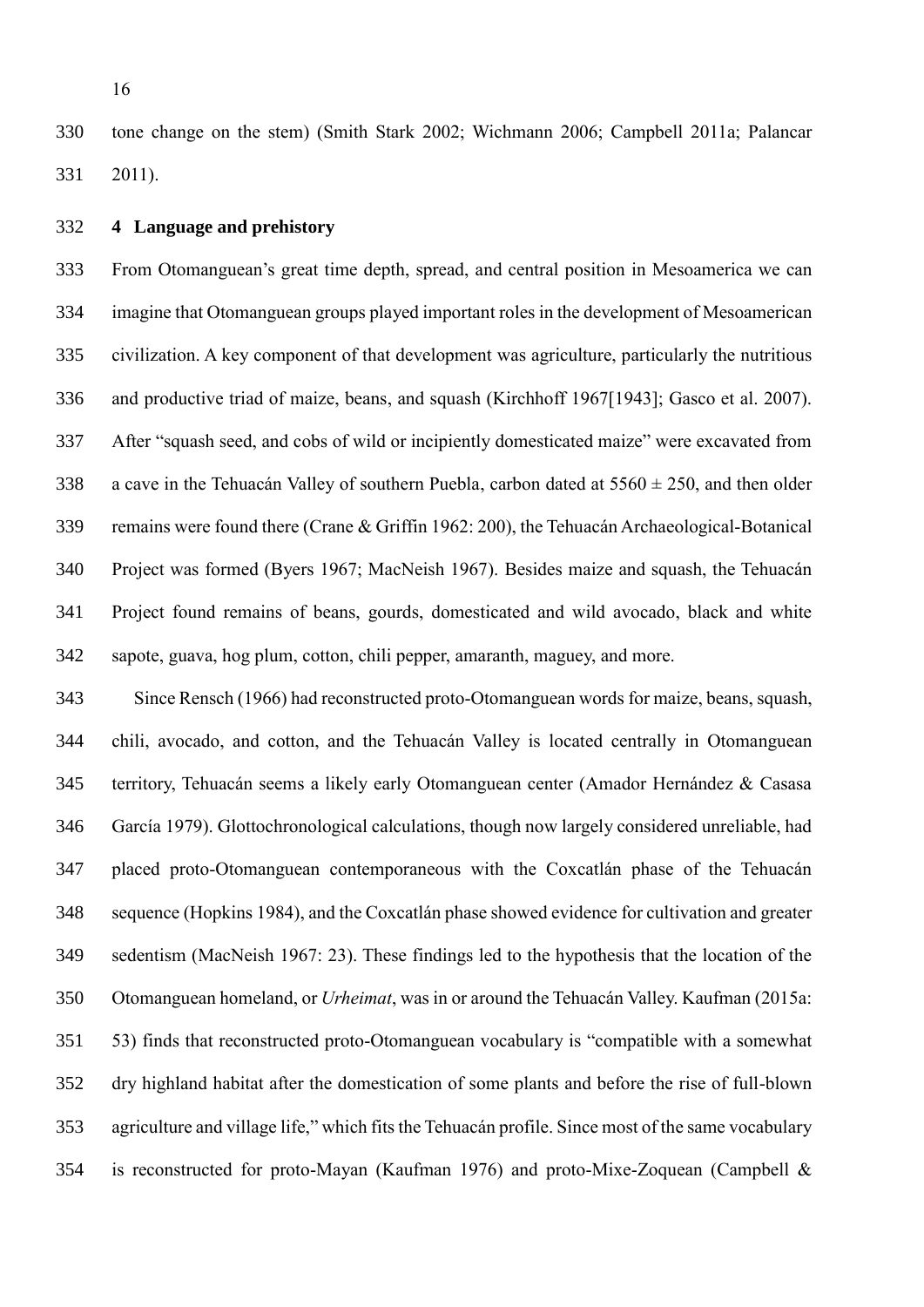tone change on the stem) (Smith Stark 2002; Wichmann 2006; Campbell 2011a; Palancar 2011).

## 4 Language and prehistory

From Otomanguean's great time depth, spread, and central position in Mesoamerica we can imagine that Otomanguean groups played important roles in the development of Mesoamerican civilization. A key component of that development was agriculture, particularly the nutritious and productive triad of maize, beans, and squash (Kirchhoff 1967[1943]; Gasco et al. 2007). After "squash seed, and cobs of wild or incipiently domesticated maize" were excavated from a cave in the Tehuacán Valley of southern Puebla, carbon dated at 5560 ± 250, and then older remains were found there (Crane & Griffin 1962: 200), the Tehuacán Archaeological-Botanical Project was formed (Byers 1967; MacNeish 1967). Besides maize and squash, the Tehuacán Project found remains of beans, gourds, domesticated and wild avocado, black and white sapote, guava, hog plum, cotton, chili pepper, amaranth, maguey, and more.

Since Rensch (1966) had reconstructed proto-Otomanguean words for maize, beans, squash, chili, avocado, and cotton, and the Tehuacán Valley is located centrally in Otomanguean territory, Tehuacán seems a likely early Otomanguean center (Amador Hernández & Casasa García 1979). Glottochronological calculations, though now largely considered unreliable, had placed proto-Otomanguean contemporaneous with the Coxcatlán phase of the Tehuacán sequence (Hopkins 1984), and the Coxcatlán phase showed evidence for cultivation and greater sedentism (MacNeish 1967: 23). These findings led to the hypothesis that the location of the Otomanguean homeland, or *Urheimat*, was in or around the Tehuacán Valley. Kaufman (2015a: 53) finds that reconstructed proto-Otomanguean vocabulary is "compatible with a somewhat dry highland habitat after the domestication of some plants and before the rise of full-blown agriculture and village life," which fits the Tehuacán profile. Since most of the same vocabulary is reconstructed for proto-Mayan (Kaufman 1976) and proto-Mixe-Zoquean (Campbell &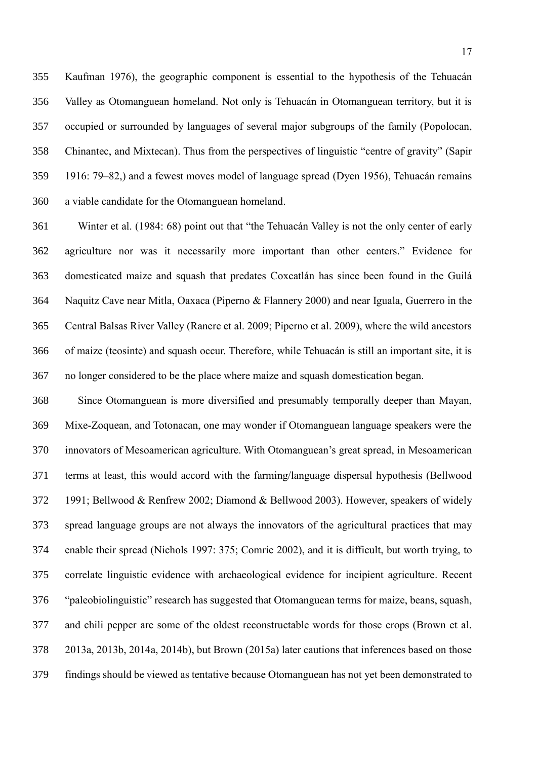Kaufman 1976), the geographic component is essential to the hypothesis of the Tehuacán Valley as Otomanguean homeland. Not only is Tehuacán in Otomanguean territory, but it is occupied or surrounded by languages of several major subgroups of the family (Popolocan, Chinantec, and Mixtecan). Thus from the perspectives of linguistic "centre of gravity" (Sapir 1916: 79–82,) and a fewest moves model of language spread (Dyen 1956), Tehuacán remains a viable candidate for the Otomanguean homeland.

Winter et al. (1984: 68) point out that "the Tehuacán Valley is not the only center of early agriculture nor was it necessarily more important than other centers." Evidence for domesticated maize and squash that predates Coxcatlán has since been found in the Guilá Naquitz Cave near Mitla, Oaxaca (Piperno & Flannery 2000) and near Iguala, Guerrero in the Central Balsas River Valley (Ranere et al. 2009; Piperno et al. 2009), where the wild ancestors of maize (teosinte) and squash occur. Therefore, while Tehuacán is still an important site, it is no longer considered to be the place where maize and squash domestication began.

Since Otomanguean is more diversified and presumably temporally deeper than Mayan, Mixe-Zoquean, and Totonacan, one may wonder if Otomanguean language speakers were the innovators of Mesoamerican agriculture. With Otomanguean's great spread, in Mesoamerican terms at least, this would accord with the farming/language dispersal hypothesis (Bellwood 1991; Bellwood & Renfrew 2002; Diamond & Bellwood 2003). However, speakers of widely spread language groups are not always the innovators of the agricultural practices that may enable their spread (Nichols 1997: 375; Comrie 2002), and it is difficult, but worth trying, to correlate linguistic evidence with archaeological evidence for incipient agriculture. Recent "paleobiolinguistic" research has suggested that Otomanguean terms for maize, beans, squash, and chili pepper are some of the oldest reconstructable words for those crops (Brown et al. 2013a, 2013b, 2014a, 2014b), but Brown (2015a) later cautions that inferences based on those findings should be viewed as tentative because Otomanguean has not yet been demonstrated to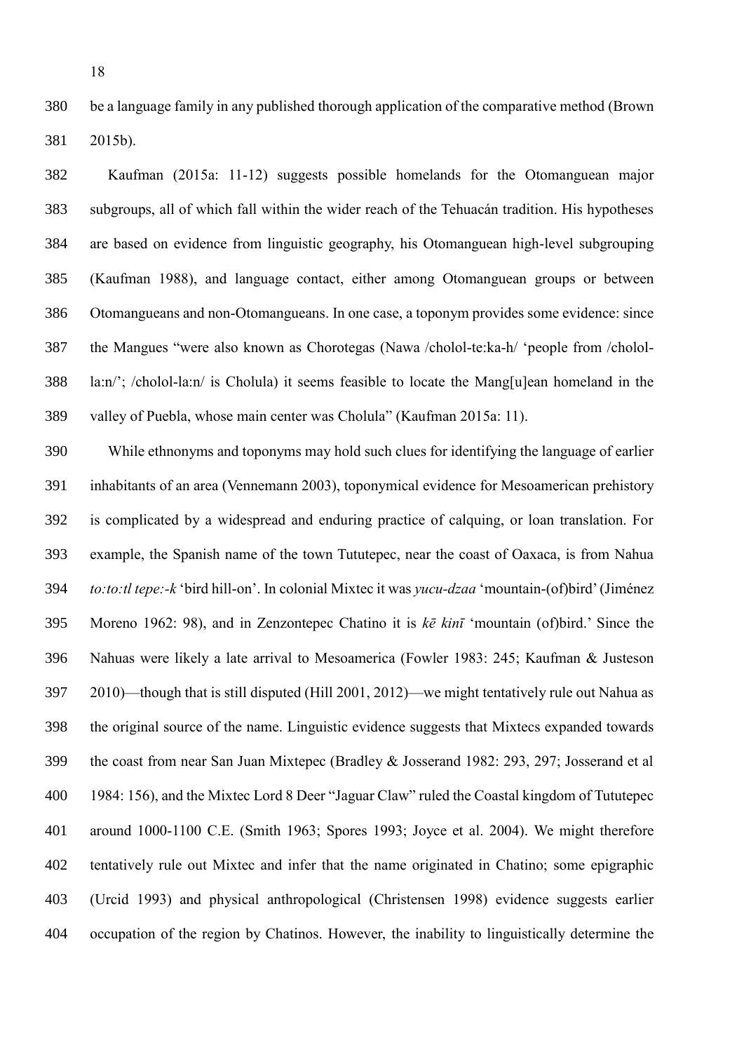be a language family in any published thorough application of the comparative method (Brown 2015b).

Kaufman (2015a: 11-12) suggests possible homelands for the Otomanguean major subgroups, all of which fall within the wider reach of the Tehuacán tradition. His hypotheses are based on evidence from linguistic geography, his Otomanguean high-level subgrouping (Kaufman 1988), and language contact, either among Otomanguean groups or between Otomangueans and non-Otomangueans. In one case, a toponym provides some evidence: since the Mangues "were also known as Chorotegas (Nawa /cholol-te:ka-h/ 'people from /cholol-la:n/'; /cholol-la:n/ is Cholula) it seems feasible to locate the Mang[u]ean homeland in the valley of Puebla, whose main center was Cholula" (Kaufman 2015a: 11).

While ethnonyms and toponyms may hold such clues for identifying the language of earlier inhabitants of an area (Vennemann 2003), toponymical evidence for Mesoamerican prehistory is complicated by a widespread and enduring practice of calquing, or loan translation. For example, the Spanish name of the town Tututepec, near the coast of Oaxaca, is from Nahua *to:to:tl tepe:-k* 'bird hill-on'. In colonial Mixtec it was *yucu-dzaa* 'mountain-(of)bird' (Jiménez Moreno 1962: 98), and in Zenzontepec Chatino it is *kē kinī* 'mountain (of)bird.' Since the Nahuas were likely a late arrival to Mesoamerica (Fowler 1983: 245; Kaufman & Justeson 2010)—though that is still disputed (Hill 2001, 2012)—we might tentatively rule out Nahua as the original source of the name. Linguistic evidence suggests that Mixtecs expanded towards the coast from near San Juan Mixtepec (Bradley & Josserand 1982: 293, 297; Josserand et al 1984: 156), and the Mixtec Lord 8 Deer "Jaguar Claw" ruled the Coastal kingdom of Tututepec around 1000-1100 C.E. (Smith 1963; Spores 1993; Joyce et al. 2004). We might therefore tentatively rule out Mixtec and infer that the name originated in Chatino; some epigraphic (Urcid 1993) and physical anthropological (Christensen 1998) evidence suggests earlier occupation of the region by Chatinos. However, the inability to linguistically determine the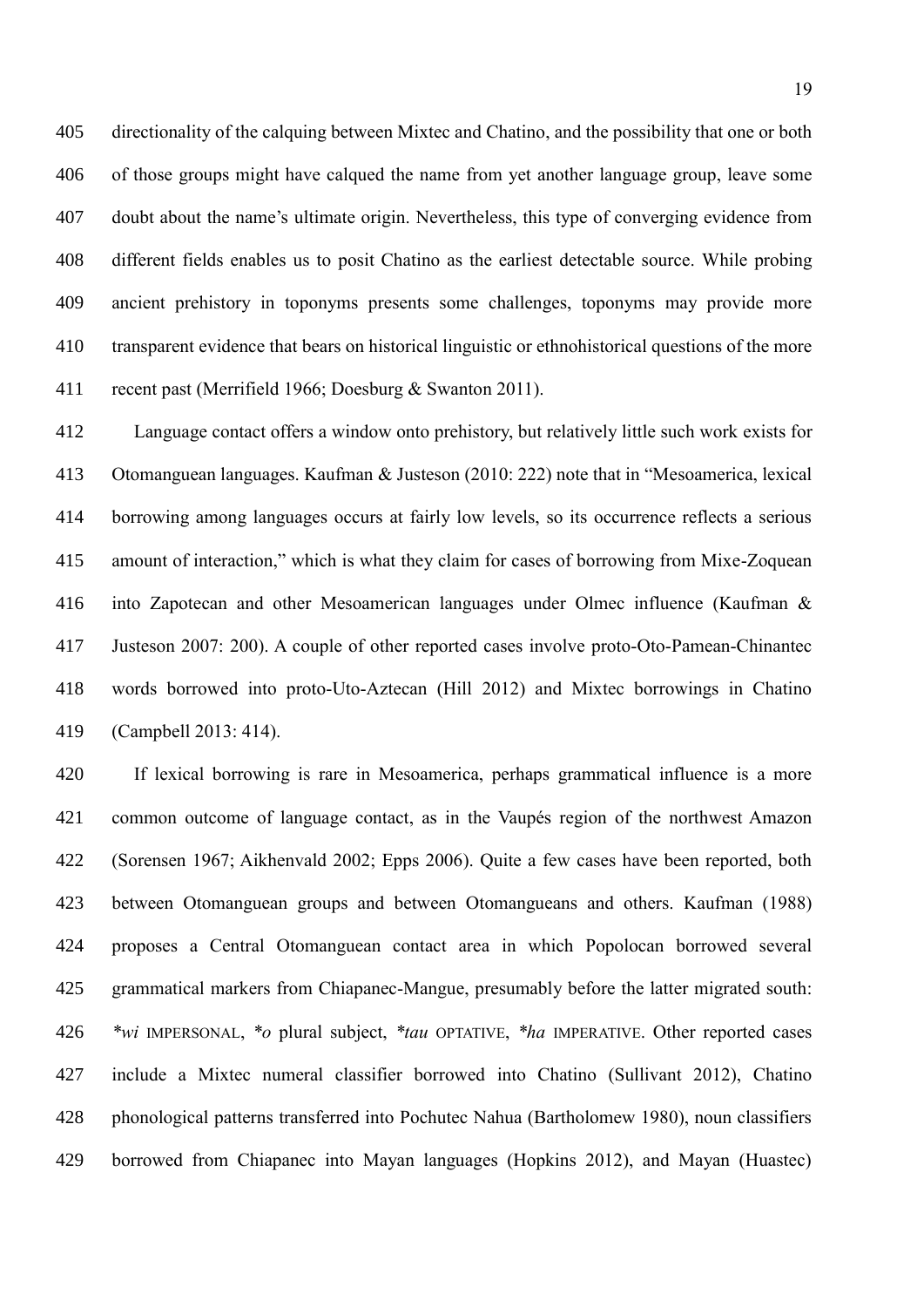directionality of the calquing between Mixtec and Chatino, and the possibility that one or both of those groups might have calqued the name from yet another language group, leave some doubt about the name's ultimate origin. Nevertheless, this type of converging evidence from different fields enables us to posit Chatino as the earliest detectable source. While probing ancient prehistory in toponyms presents some challenges, toponyms may provide more transparent evidence that bears on historical linguistic or ethnohistorical questions of the more recent past (Merrifield 1966; Doesburg & Swanton 2011).

Language contact offers a window onto prehistory, but relatively little such work exists for Otomanguean languages. Kaufman & Justeson (2010: 222) note that in "Mesoamerica, lexical borrowing among languages occurs at fairly low levels, so its occurrence reflects a serious amount of interaction," which is what they claim for cases of borrowing from Mixe-Zoquean into Zapotecan and other Mesoamerican languages under Olmec influence (Kaufman & Justeson 2007: 200). A couple of other reported cases involve proto-Oto-Pamean-Chinantec words borrowed into proto-Uto-Aztecan (Hill 2012) and Mixtec borrowings in Chatino (Campbell 2013: 414).

If lexical borrowing is rare in Mesoamerica, perhaps grammatical influence is a more common outcome of language contact, as in the Vaupés region of the northwest Amazon (Sorensen 1967; Aikhenvald 2002; Epps 2006). Quite a few cases have been reported, both between Otomanguean groups and between Otomangueans and others. Kaufman (1988) proposes a Central Otomanguean contact area in which Popolocan borrowed several grammatical markers from Chiapanec-Mangue, presumably before the latter migrated south: *\*wi* IMPERSONAL, *\*o* plural subject, *\*tau* OPTATIVE, *\*ha* IMPERATIVE. Other reported cases include a Mixtec numeral classifier borrowed into Chatino (Sullivant 2012), Chatino phonological patterns transferred into Pochutec Nahua (Bartholomew 1980), noun classifiers borrowed from Chiapanec into Mayan languages (Hopkins 2012), and Mayan (Huastec)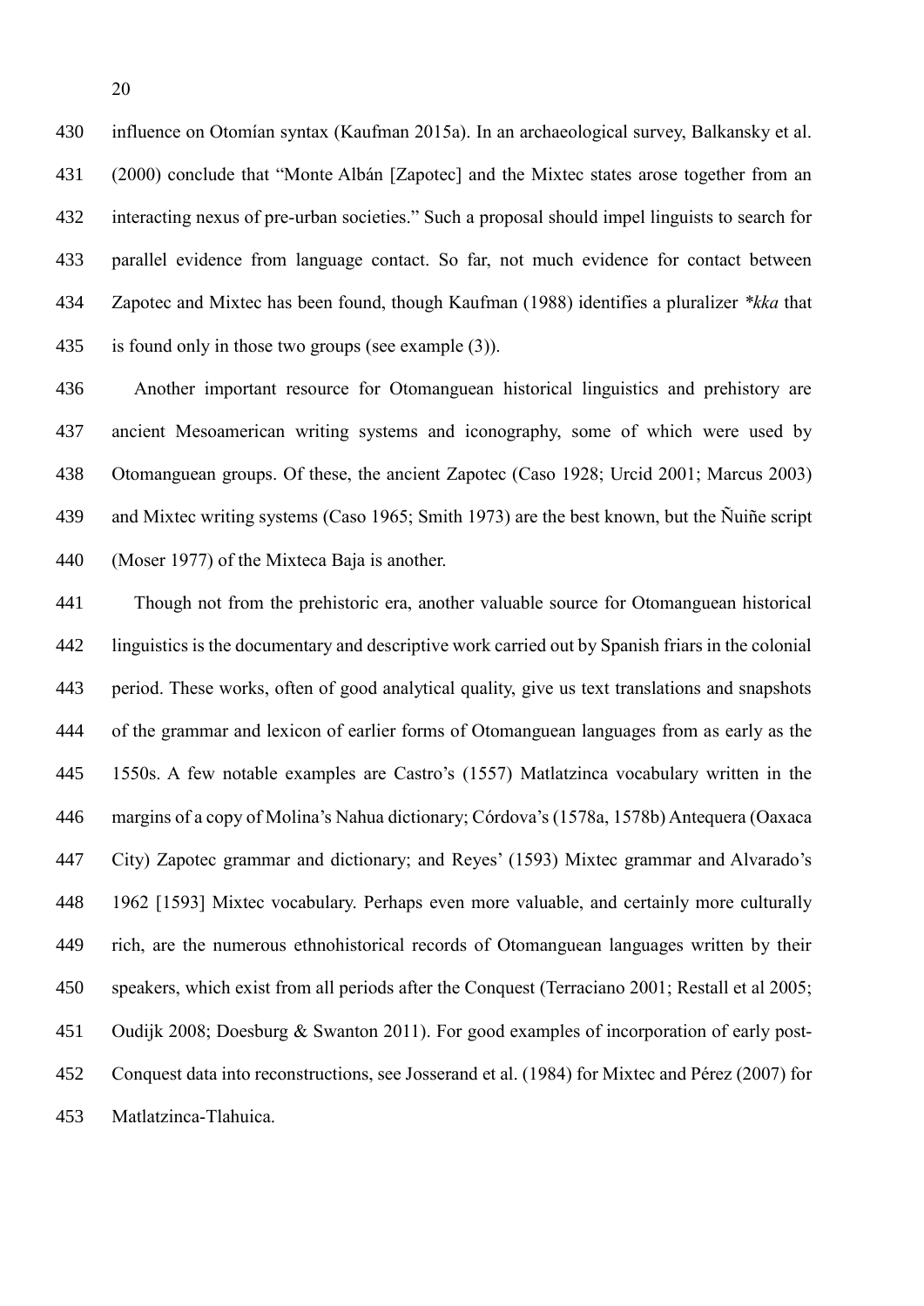influence on Otomían syntax (Kaufman 2015a). In an archaeological survey, Balkansky et al. (2000) conclude that "Monte Albán [Zapotec] and the Mixtec states arose together from an interacting nexus of pre-urban societies." Such a proposal should impel linguists to search for parallel evidence from language contact. So far, not much evidence for contact between Zapotec and Mixtec has been found, though Kaufman (1988) identifies a pluralizer *\*kka* that is found only in those two groups (see example (3)).

Another important resource for Otomanguean historical linguistics and prehistory are ancient Mesoamerican writing systems and iconography, some of which were used by Otomanguean groups. Of these, the ancient Zapotec (Caso 1928; Urcid 2001; Marcus 2003) and Mixtec writing systems (Caso 1965; Smith 1973) are the best known, but the Ñuiñe script (Moser 1977) of the Mixteca Baja is another.

Though not from the prehistoric era, another valuable source for Otomanguean historical linguistics is the documentary and descriptive work carried out by Spanish friars in the colonial period. These works, often of good analytical quality, give us text translations and snapshots of the grammar and lexicon of earlier forms of Otomanguean languages from as early as the 1550s. A few notable examples are Castro's (1557) Matlatzinca vocabulary written in the margins of a copy of Molina's Nahua dictionary; Córdova's (1578a, 1578b) Antequera (Oaxaca City) Zapotec grammar and dictionary; and Reyes' (1593) Mixtec grammar and Alvarado's 1962 [1593] Mixtec vocabulary. Perhaps even more valuable, and certainly more culturally rich, are the numerous ethnohistorical records of Otomanguean languages written by their speakers, which exist from all periods after the Conquest (Terraciano 2001; Restall et al 2005; Oudijk 2008; Doesburg & Swanton 2011). For good examples of incorporation of early post-Conquest data into reconstructions, see Josserand et al. (1984) for Mixtec and Pérez (2007) for Matlatzinca-Tlahuica.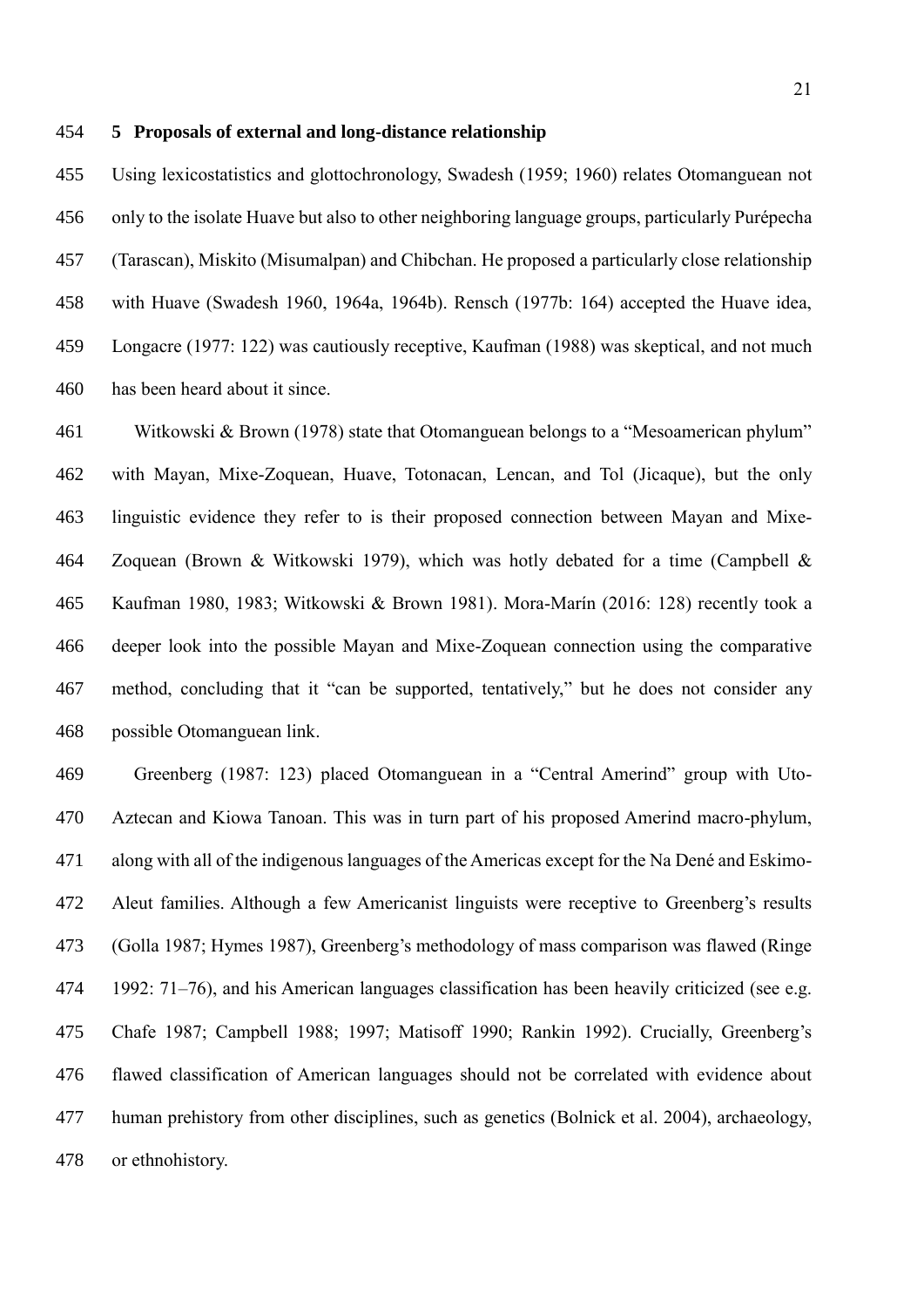## 5 Proposals of external and long-distance relationship

Using lexicostatistics and glottochronology, Swadesh (1959; 1960) relates Otomanguean not only to the isolate Huave but also to other neighboring language groups, particularly Purépecha (Tarascan), Miskito (Misumalpan) and Chibchan. He proposed a particularly close relationship with Huave (Swadesh 1960, 1964a, 1964b). Rensch (1977b: 164) accepted the Huave idea, Longacre (1977: 122) was cautiously receptive, Kaufman (1988) was skeptical, and not much has been heard about it since.

Witkowski & Brown (1978) state that Otomanguean belongs to a "Mesoamerican phylum" with Mayan, Mixe-Zoquean, Huave, Totonacan, Lencan, and Tol (Jicaque), but the only linguistic evidence they refer to is their proposed connection between Mayan and Mixe-Zoquean (Brown & Witkowski 1979), which was hotly debated for a time (Campbell & Kaufman 1980, 1983; Witkowski & Brown 1981). Mora-Marín (2016: 128) recently took a deeper look into the possible Mayan and Mixe-Zoquean connection using the comparative method, concluding that it "can be supported, tentatively," but he does not consider any possible Otomanguean link.

Greenberg (1987: 123) placed Otomanguean in a "Central Amerind" group with Uto-Aztecan and Kiowa Tanoan. This was in turn part of his proposed Amerind macro-phylum, along with all of the indigenous languages of the Americas except for the Na Dené and Eskimo-Aleut families. Although a few Americanist linguists were receptive to Greenberg's results (Golla 1987; Hymes 1987), Greenberg's methodology of mass comparison was flawed (Ringe 1992: 71–76), and his American languages classification has been heavily criticized (see e.g. Chafe 1987; Campbell 1988; 1997; Matisoff 1990; Rankin 1992). Crucially, Greenberg's flawed classification of American languages should not be correlated with evidence about human prehistory from other disciplines, such as genetics (Bolnick et al. 2004), archaeology, or ethnohistory.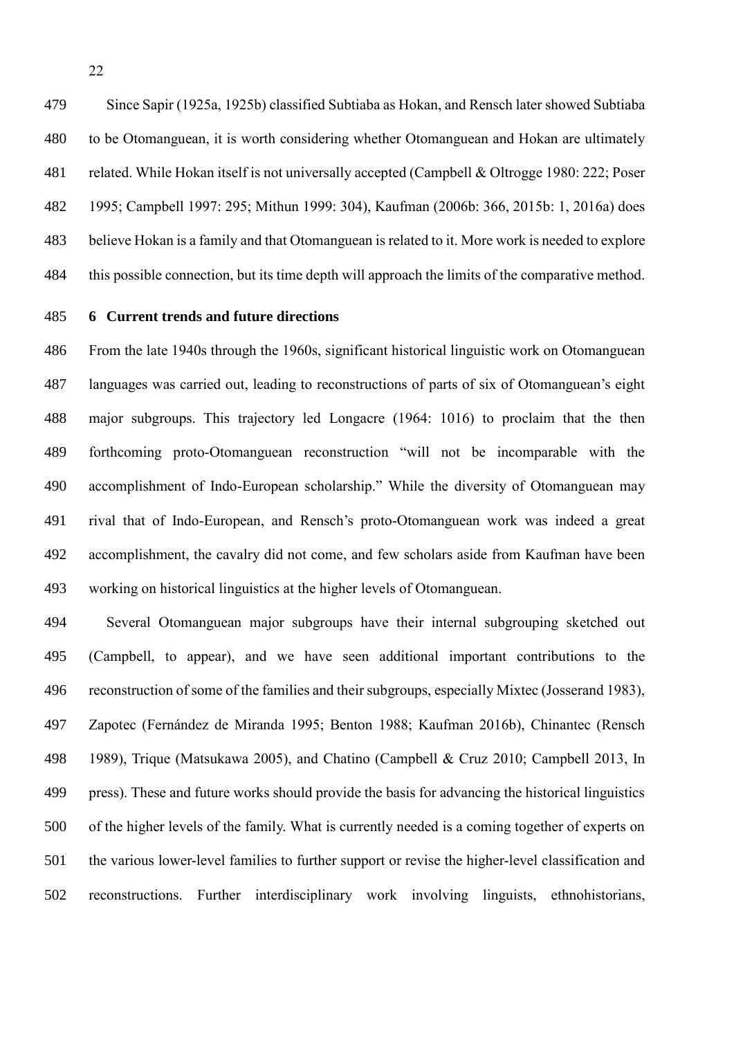Since Sapir (1925a, 1925b) classified Subtiaba as Hokan, and Rensch later showed Subtiaba to be Otomanguean, it is worth considering whether Otomanguean and Hokan are ultimately related. While Hokan itself is not universally accepted (Campbell & Oltrogge 1980: 222; Poser 1995; Campbell 1997: 295; Mithun 1999: 304), Kaufman (2006b: 366, 2015b: 1, 2016a) does believe Hokan is a family and that Otomanguean is related to it. More work is needed to explore this possible connection, but its time depth will approach the limits of the comparative method.

## 6 Current trends and future directions

From the late 1940s through the 1960s, significant historical linguistic work on Otomanguean languages was carried out, leading to reconstructions of parts of six of Otomanguean's eight major subgroups. This trajectory led Longacre (1964: 1016) to proclaim that the then forthcoming proto-Otomanguean reconstruction "will not be incomparable with the accomplishment of Indo-European scholarship." While the diversity of Otomanguean may rival that of Indo-European, and Rensch's proto-Otomanguean work was indeed a great accomplishment, the cavalry did not come, and few scholars aside from Kaufman have been working on historical linguistics at the higher levels of Otomanguean.

Several Otomanguean major subgroups have their internal subgrouping sketched out (Campbell, to appear), and we have seen additional important contributions to the reconstruction of some of the families and their subgroups, especially Mixtec (Josserand 1983), Zapotec (Fernández de Miranda 1995; Benton 1988; Kaufman 2016b), Chinantec (Rensch 1989), Trique (Matsukawa 2005), and Chatino (Campbell & Cruz 2010; Campbell 2013, In press). These and future works should provide the basis for advancing the historical linguistics of the higher levels of the family. What is currently needed is a coming together of experts on the various lower-level families to further support or revise the higher-level classification and reconstructions. Further interdisciplinary work involving linguists, ethnohistorians,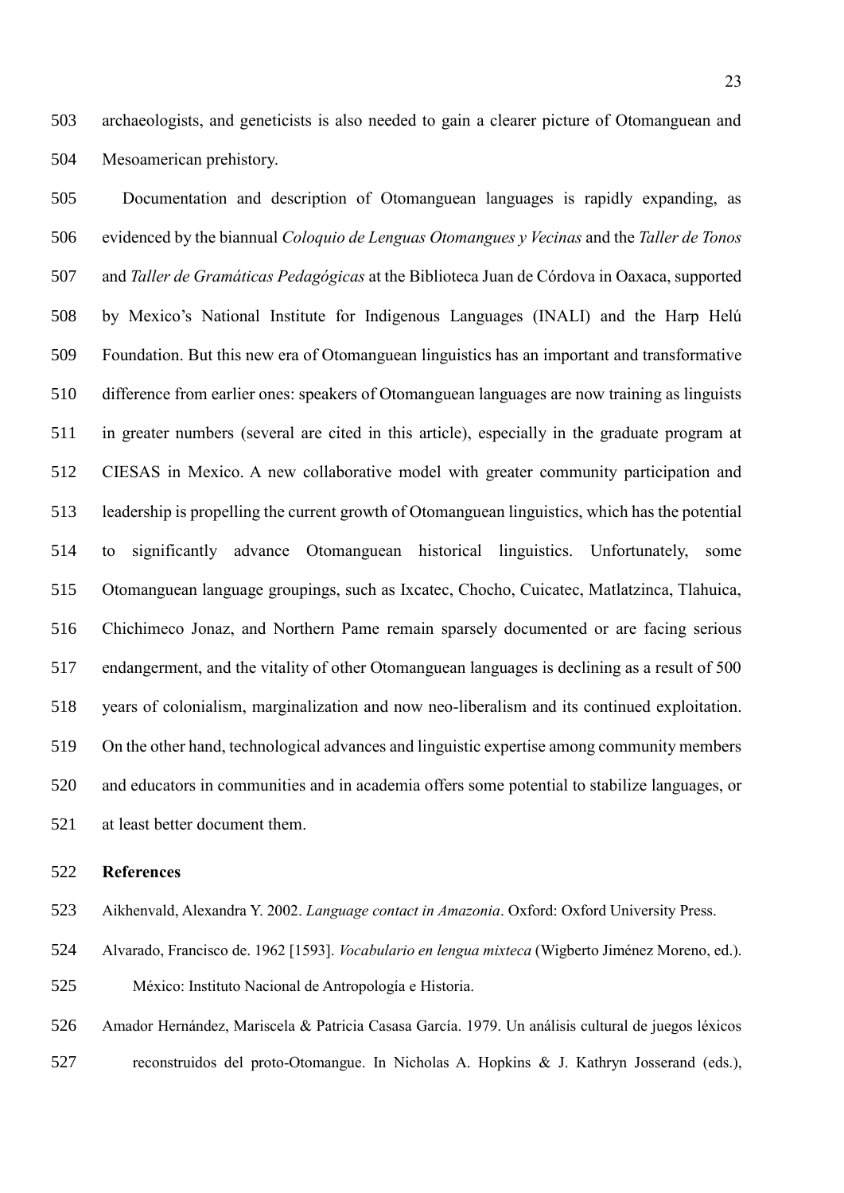archaeologists, and geneticists is also needed to gain a clearer picture of Otomanguean and Mesoamerican prehistory.

Documentation and description of Otomanguean languages is rapidly expanding, as evidenced by the biannual *Coloquio de Lenguas Otomangues y Vecinas* and the *Taller de Tonos* and *Taller de Gramáticas Pedagógicas* at the Biblioteca Juan de Córdova in Oaxaca, supported by Mexico's National Institute for Indigenous Languages (INALI) and the Harp Helú Foundation. But this new era of Otomanguean linguistics has an important and transformative difference from earlier ones: speakers of Otomanguean languages are now training as linguists in greater numbers (several are cited in this article), especially in the graduate program at CIESAS in Mexico. A new collaborative model with greater community participation and leadership is propelling the current growth of Otomanguean linguistics, which has the potential to significantly advance Otomanguean historical linguistics. Unfortunately, some Otomanguean language groupings, such as Ixcatec, Chocho, Cuicatec, Matlatzinca, Tlahuica, Chichimeco Jonaz, and Northern Pame remain sparsely documented or are facing serious endangerment, and the vitality of other Otomanguean languages is declining as a result of 500 years of colonialism, marginalization and now neo-liberalism and its continued exploitation. On the other hand, technological advances and linguistic expertise among community members and educators in communities and in academia offers some potential to stabilize languages, or at least better document them.

## References

Aikhenvald, Alexandra Y. 2002. *Language contact in Amazonia*. Oxford: Oxford University Press.

Alvarado, Francisco de. 1962 [1593]. *Vocabulario en lengua mixteca* (Wigberto Jiménez Moreno, ed.). México: Instituto Nacional de Antropología e Historia.

Amador Hernández, Mariscela & Patricia Casasa García. 1979. Un análisis cultural de juegos léxicos reconstruidos del proto-Otomangue. In Nicholas A. Hopkins & J. Kathryn Josserand (eds.),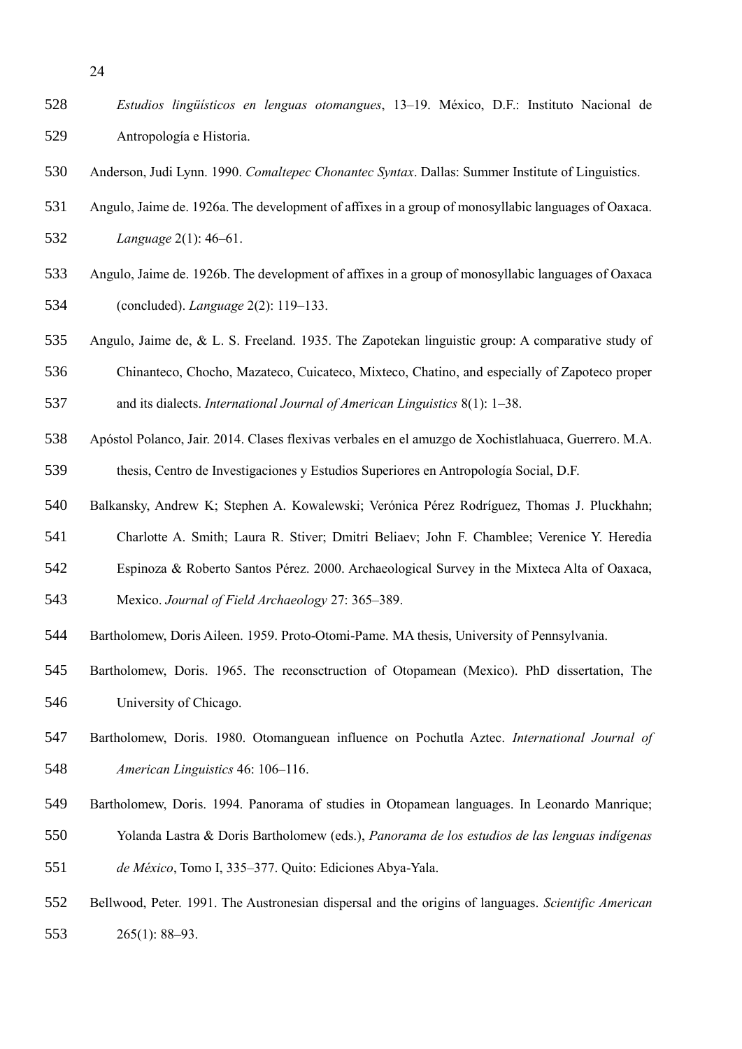*Estudios lingüísticos en lenguas otomangues*, 13–19. México, D.F.: Instituto Nacional de Antropología e Historia.

Anderson, Judi Lynn. 1990. *Comaltepec Chonantec Syntax*. Dallas: Summer Institute of Linguistics.

Angulo, Jaime de. 1926a. The development of affixes in a group of monosyllabic languages of Oaxaca. *Language* 2(1): 46–61.

Angulo, Jaime de. 1926b. The development of affixes in a group of monosyllabic languages of Oaxaca (concluded). *Language* 2(2): 119–133.

Angulo, Jaime de, & L. S. Freeland. 1935. The Zapotekan linguistic group: A comparative study of Chinanteco, Chocho, Mazateco, Cuicateco, Mixteco, Chatino, and especially of Zapoteco proper and its dialects. *International Journal of American Linguistics* 8(1): 1–38.

Apóstol Polanco, Jair. 2014. Clases flexivas verbales en el amuzgo de Xochistlahuaca, Guerrero. M.A. thesis, Centro de Investigaciones y Estudios Superiores en Antropología Social, D.F.

Balkansky, Andrew K; Stephen A. Kowalewski; Verónica Pérez Rodríguez, Thomas J. Pluckhahn; Charlotte A. Smith; Laura R. Stiver; Dmitri Beliaev; John F. Chamblee; Verenice Y. Heredia Espinoza & Roberto Santos Pérez. 2000. Archaeological Survey in the Mixteca Alta of Oaxaca, Mexico. *Journal of Field Archaeology* 27: 365–389.

Bartholomew, Doris Aileen. 1959. Proto-Otomi-Pame. MA thesis, University of Pennsylvania.

Bartholomew, Doris. 1965. The reconsctruction of Otopamean (Mexico). PhD dissertation, The University of Chicago.

Bartholomew, Doris. 1980. Otomanguean influence on Pochutla Aztec. *International Journal of American Linguistics* 46: 106–116.

Bartholomew, Doris. 1994. Panorama of studies in Otopamean languages. In Leonardo Manrique; Yolanda Lastra & Doris Bartholomew (eds.), *Panorama de los estudios de las lenguas indígenas de México*, Tomo I, 335–377. Quito: Ediciones Abya-Yala.

Bellwood, Peter. 1991. The Austronesian dispersal and the origins of languages. *Scientific American* 265(1): 88–93.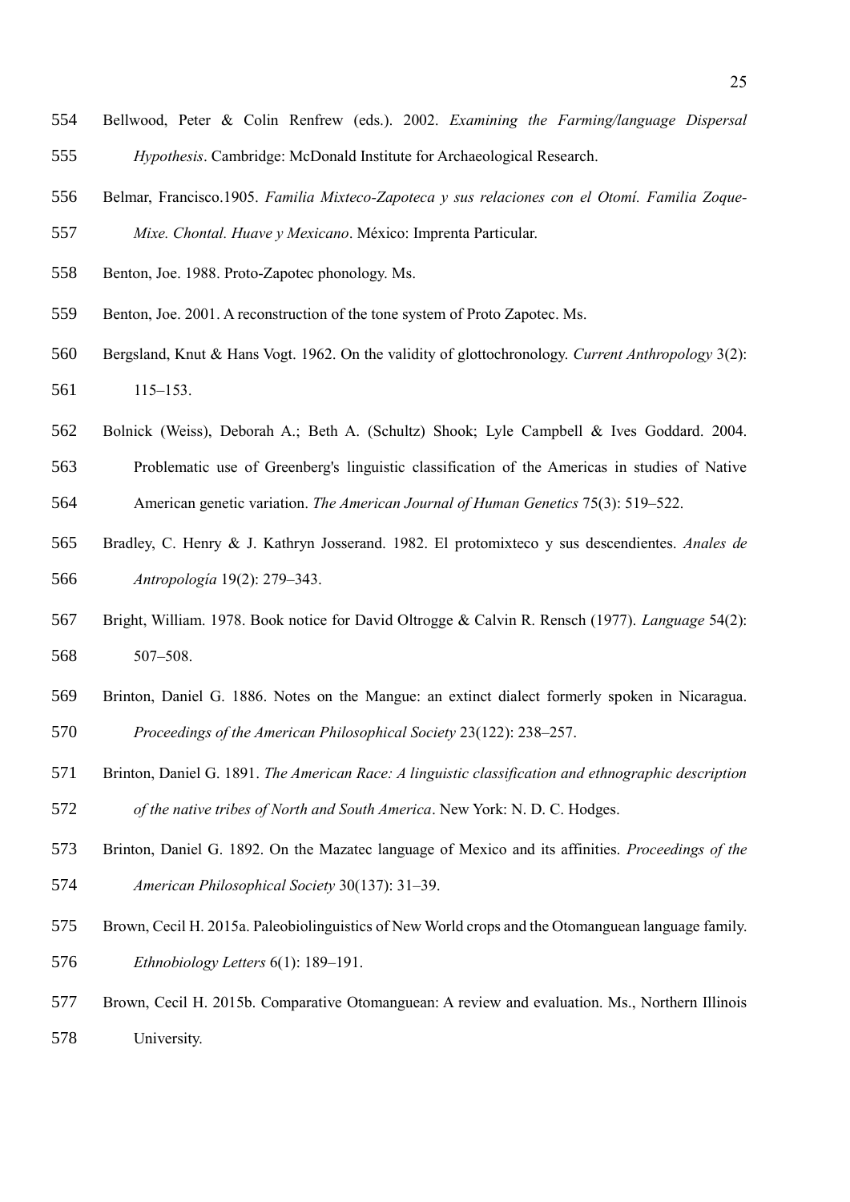Bellwood, Peter & Colin Renfrew (eds.). 2002. *Examining the Farming/language Dispersal Hypothesis*. Cambridge: McDonald Institute for Archaeological Research.

Belmar, Francisco.1905. *Familia Mixteco-Zapoteca y sus relaciones con el Otomí. Familia Zoque-Mixe. Chontal. Huave y Mexicano*. México: Imprenta Particular.

Benton, Joe. 1988. Proto-Zapotec phonology. Ms.

Benton, Joe. 2001. A reconstruction of the tone system of Proto Zapotec. Ms.

Bergsland, Knut & Hans Vogt. 1962. On the validity of glottochronology. *Current Anthropology* 3(2): 115–153.

Bolnick (Weiss), Deborah A.; Beth A. (Schultz) Shook; Lyle Campbell & Ives Goddard. 2004. Problematic use of Greenberg's linguistic classification of the Americas in studies of Native American genetic variation. *The American Journal of Human Genetics* 75(3): 519–522.

Bradley, C. Henry & J. Kathryn Josserand. 1982. El protomixteco y sus descendientes. *Anales de Antropología* 19(2): 279–343.

Bright, William. 1978. Book notice for David Oltrogge & Calvin R. Rensch (1977). *Language* 54(2): 507–508.

Brinton, Daniel G. 1886. Notes on the Mangue: an extinct dialect formerly spoken in Nicaragua. *Proceedings of the American Philosophical Society* 23(122): 238–257.

Brinton, Daniel G. 1891. *The American Race: A linguistic classification and ethnographic description of the native tribes of North and South America*. New York: N. D. C. Hodges.

Brinton, Daniel G. 1892. On the Mazatec language of Mexico and its affinities. *Proceedings of the American Philosophical Society* 30(137): 31–39.

Brown, Cecil H. 2015a. Paleobiolinguistics of New World crops and the Otomanguean language family. *Ethnobiology Letters* 6(1): 189–191.

Brown, Cecil H. 2015b. Comparative Otomanguean: A review and evaluation. Ms., Northern Illinois University.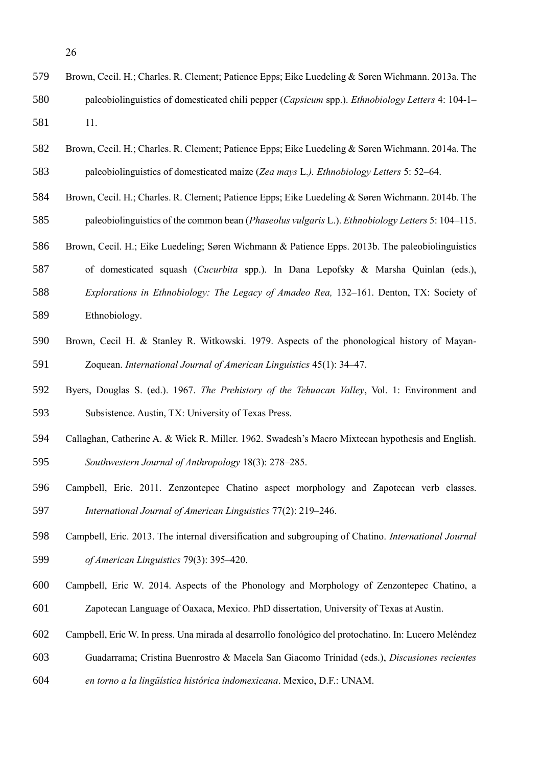Brown, Cecil. H.; Charles. R. Clement; Patience Epps; Eike Luedeling & Søren Wichmann. 2013a. The paleobiolinguistics of domesticated chili pepper (*Capsicum* spp.). *Ethnobiology Letters* 4: 104-1–11.

Brown, Cecil. H.; Charles. R. Clement; Patience Epps; Eike Luedeling & Søren Wichmann. 2014a. The paleobiolinguistics of domesticated maize (*Zea mays* L.*). Ethnobiology Letters* 5: 52–64.

Brown, Cecil. H.; Charles. R. Clement; Patience Epps; Eike Luedeling & Søren Wichmann. 2014b. The paleobiolinguistics of the common bean (*Phaseolus vulgaris* L.). *Ethnobiology Letters* 5: 104–115.

Brown, Cecil. H.; Eike Luedeling; Søren Wichmann & Patience Epps. 2013b. The paleobiolinguistics of domesticated squash (*Cucurbita* spp.). In Dana Lepofsky & Marsha Quinlan (eds.), *Explorations in Ethnobiology: The Legacy of Amadeo Rea,* 132–161. Denton, TX: Society of Ethnobiology.

Brown, Cecil H. & Stanley R. Witkowski. 1979. Aspects of the phonological history of Mayan-Zoquean. *International Journal of American Linguistics* 45(1): 34–47.

Byers, Douglas S. (ed.). 1967. *The Prehistory of the Tehuacan Valley*, Vol. 1: Environment and Subsistence. Austin, TX: University of Texas Press.

Callaghan, Catherine A. & Wick R. Miller. 1962. Swadesh's Macro Mixtecan hypothesis and English. *Southwestern Journal of Anthropology* 18(3): 278–285.

Campbell, Eric. 2011. Zenzontepec Chatino aspect morphology and Zapotecan verb classes. *International Journal of American Linguistics* 77(2): 219–246.

Campbell, Eric. 2013. The internal diversification and subgrouping of Chatino. *International Journal of American Linguistics* 79(3): 395–420.

Campbell, Eric W. 2014. Aspects of the Phonology and Morphology of Zenzontepec Chatino, a Zapotecan Language of Oaxaca, Mexico. PhD dissertation, University of Texas at Austin.

Campbell, Eric W. In press. Una mirada al desarrollo fonológico del protochatino. In: Lucero Meléndez Guadarrama; Cristina Buenrostro & Macela San Giacomo Trinidad (eds.), *Discusiones recientes en torno a la lingüística histórica indomexicana*. Mexico, D.F.: UNAM.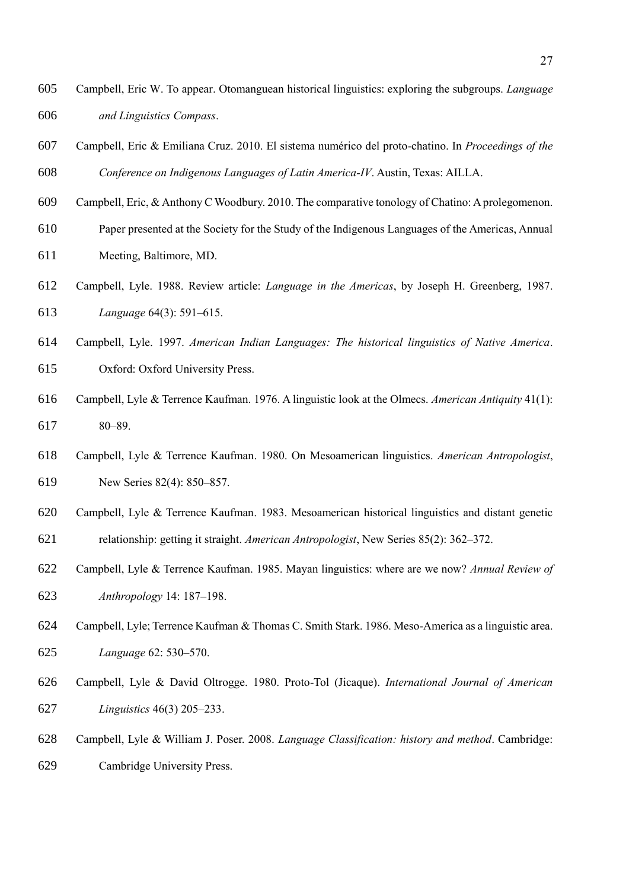Campbell, Eric W. To appear. Otomanguean historical linguistics: exploring the subgroups. *Language and Linguistics Compass*.

Campbell, Eric & Emiliana Cruz. 2010. El sistema numérico del proto-chatino. In *Proceedings of the Conference on Indigenous Languages of Latin America-IV*. Austin, Texas: AILLA.

Campbell, Eric, & Anthony C Woodbury. 2010. The comparative tonology of Chatino: A prolegomenon. Paper presented at the Society for the Study of the Indigenous Languages of the Americas, Annual Meeting, Baltimore, MD.

Campbell, Lyle. 1988. Review article: *Language in the Americas*, by Joseph H. Greenberg, 1987. *Language* 64(3): 591–615.

Campbell, Lyle. 1997. *American Indian Languages: The historical linguistics of Native America*. Oxford: Oxford University Press.

Campbell, Lyle & Terrence Kaufman. 1976. A linguistic look at the Olmecs. *American Antiquity* 41(1): 80–89.

Campbell, Lyle & Terrence Kaufman. 1980. On Mesoamerican linguistics. *American Antropologist*, New Series 82(4): 850–857.

Campbell, Lyle & Terrence Kaufman. 1983. Mesoamerican historical linguistics and distant genetic relationship: getting it straight. *American Antropologist*, New Series 85(2): 362–372.

Campbell, Lyle & Terrence Kaufman. 1985. Mayan linguistics: where are we now? *Annual Review of Anthropology* 14: 187–198.

Campbell, Lyle; Terrence Kaufman & Thomas C. Smith Stark. 1986. Meso-America as a linguistic area. *Language* 62: 530–570.

Campbell, Lyle & David Oltrogge. 1980. Proto-Tol (Jicaque). *International Journal of American Linguistics* 46(3) 205–233.

Campbell, Lyle & William J. Poser. 2008. *Language Classification: history and method*. Cambridge: Cambridge University Press.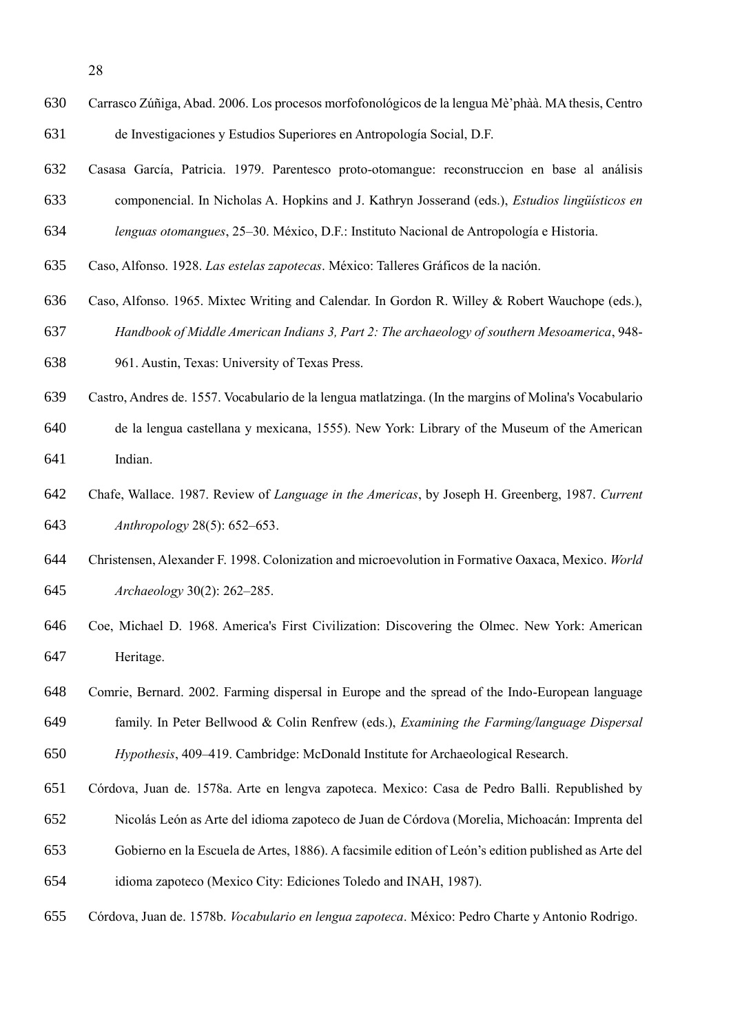Carrasco Zúñiga, Abad. 2006. Los procesos morfofonológicos de la lengua Mè'phàà. MA thesis, Centro de Investigaciones y Estudios Superiores en Antropología Social, D.F.

Casasa García, Patricia. 1979. Parentesco proto-otomangue: reconstruccion en base al análisis componencial. In Nicholas A. Hopkins and J. Kathryn Josserand (eds.), *Estudios lingüísticos en lenguas otomangues*, 25–30. México, D.F.: Instituto Nacional de Antropología e Historia.

Caso, Alfonso. 1928. *Las estelas zapotecas*. México: Talleres Gráficos de la nación.

Caso, Alfonso. 1965. Mixtec Writing and Calendar. In Gordon R. Willey & Robert Wauchope (eds.), *Handbook of Middle American Indians 3, Part 2: The archaeology of southern Mesoamerica*, 948-961. Austin, Texas: University of Texas Press.

Castro, Andres de. 1557. Vocabulario de la lengua matlatzinga. (In the margins of Molina's Vocabulario de la lengua castellana y mexicana, 1555). New York: Library of the Museum of the American Indian.

Chafe, Wallace. 1987. Review of *Language in the Americas*, by Joseph H. Greenberg, 1987. *Current Anthropology* 28(5): 652–653.

Christensen, Alexander F. 1998. Colonization and microevolution in Formative Oaxaca, Mexico. *World Archaeology* 30(2): 262–285.

Coe, Michael D. 1968. America's First Civilization: Discovering the Olmec. New York: American Heritage.

Comrie, Bernard. 2002. Farming dispersal in Europe and the spread of the Indo-European language family. In Peter Bellwood & Colin Renfrew (eds.), *Examining the Farming/language Dispersal Hypothesis*, 409–419. Cambridge: McDonald Institute for Archaeological Research.

Córdova, Juan de. 1578a. Arte en lengva zapoteca. Mexico: Casa de Pedro Balli. Republished by Nicolás León as Arte del idioma zapoteco de Juan de Córdova (Morelia, Michoacán: Imprenta del Gobierno en la Escuela de Artes, 1886). A facsimile edition of León's edition published as Arte del idioma zapoteco (Mexico City: Ediciones Toledo and INAH, 1987).

Córdova, Juan de. 1578b. *Vocabulario en lengua zapoteca*. México: Pedro Charte y Antonio Rodrigo.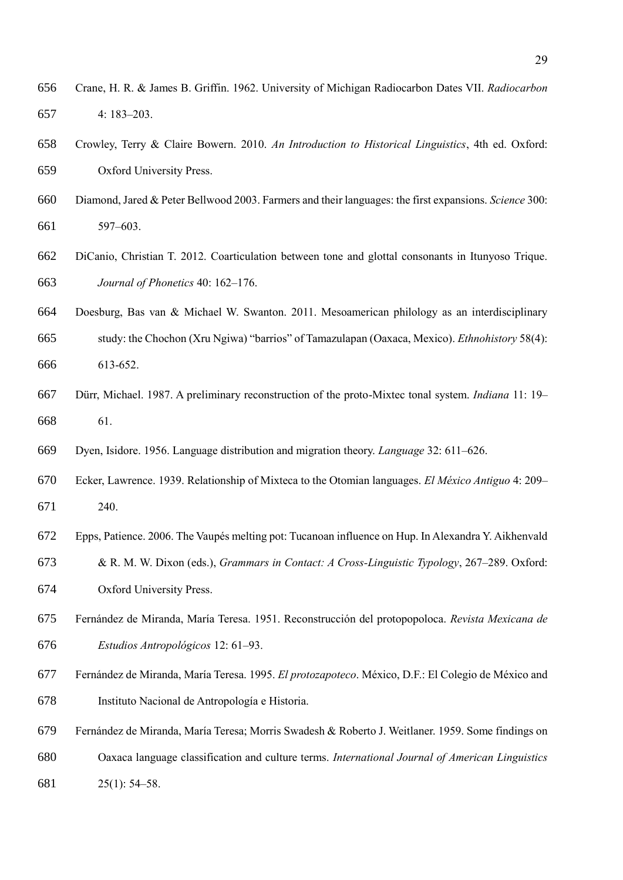Crane, H. R. & James B. Griffin. 1962. University of Michigan Radiocarbon Dates VII. *Radiocarbon* 4: 183–203.

Crowley, Terry & Claire Bowern. 2010. *An Introduction to Historical Linguistics*, 4th ed. Oxford: Oxford University Press.

Diamond, Jared & Peter Bellwood 2003. Farmers and their languages: the first expansions. *Science* 300: 597–603.

DiCanio, Christian T. 2012. Coarticulation between tone and glottal consonants in Itunyoso Trique. *Journal of Phonetics* 40: 162–176.

Doesburg, Bas van & Michael W. Swanton. 2011. Mesoamerican philology as an interdisciplinary study: the Chochon (Xru Ngiwa) "barrios" of Tamazulapan (Oaxaca, Mexico). *Ethnohistory* 58(4): 613-652.

Dürr, Michael. 1987. A preliminary reconstruction of the proto-Mixtec tonal system. *Indiana* 11: 19–61.

Dyen, Isidore. 1956. Language distribution and migration theory. *Language* 32: 611–626.

Ecker, Lawrence. 1939. Relationship of Mixteca to the Otomian languages. *El México Antiguo* 4: 209–240.

Epps, Patience. 2006. The Vaupés melting pot: Tucanoan influence on Hup. In Alexandra Y. Aikhenvald & R. M. W. Dixon (eds.), *Grammars in Contact: A Cross-Linguistic Typology*, 267–289. Oxford: Oxford University Press.

Fernández de Miranda, María Teresa. 1951. Reconstrucción del protopopoloca. *Revista Mexicana de Estudios Antropológicos* 12: 61–93.

Fernández de Miranda, María Teresa. 1995. *El protozapoteco*. México, D.F.: El Colegio de México and Instituto Nacional de Antropología e Historia.

Fernández de Miranda, María Teresa; Morris Swadesh & Roberto J. Weitlaner. 1959. Some findings on Oaxaca language classification and culture terms. *International Journal of American Linguistics* 25(1): 54–58.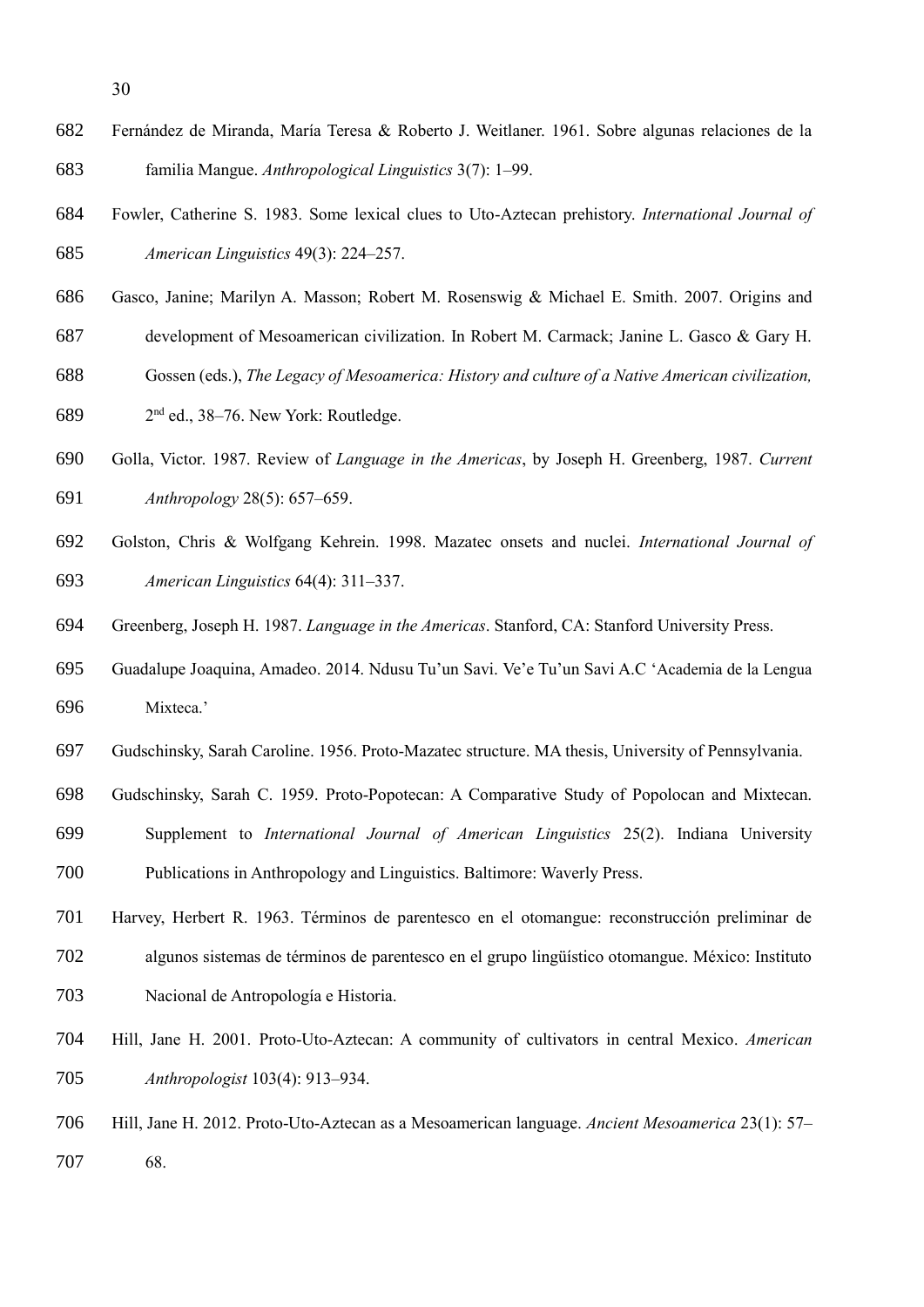Fernández de Miranda, María Teresa & Roberto J. Weitlaner. 1961. Sobre algunas relaciones de la familia Mangue. *Anthropological Linguistics* 3(7): 1–99.

Fowler, Catherine S. 1983. Some lexical clues to Uto-Aztecan prehistory. *International Journal of American Linguistics* 49(3): 224–257.

Gasco, Janine; Marilyn A. Masson; Robert M. Rosenswig & Michael E. Smith. 2007. Origins and development of Mesoamerican civilization. In Robert M. Carmack; Janine L. Gasco & Gary H. Gossen (eds.), *The Legacy of Mesoamerica: History and culture of a Native American civilization,* 2nd ed., 38–76. New York: Routledge.

Golla, Victor. 1987. Review of *Language in the Americas*, by Joseph H. Greenberg, 1987. *Current Anthropology* 28(5): 657–659.

Golston, Chris & Wolfgang Kehrein. 1998. Mazatec onsets and nuclei. *International Journal of American Linguistics* 64(4): 311–337.

Greenberg, Joseph H. 1987. *Language in the Americas*. Stanford, CA: Stanford University Press.

Guadalupe Joaquina, Amadeo. 2014. Ndusu Tu'un Savi. Ve'e Tu'un Savi A.C 'Academia de la Lengua Mixteca.'

Gudschinsky, Sarah Caroline. 1956. Proto-Mazatec structure. MA thesis, University of Pennsylvania.

Gudschinsky, Sarah C. 1959. Proto-Popotecan: A Comparative Study of Popolocan and Mixtecan. Supplement to *International Journal of American Linguistics* 25(2). Indiana University Publications in Anthropology and Linguistics. Baltimore: Waverly Press.

Harvey, Herbert R. 1963. Términos de parentesco en el otomangue: reconstrucción preliminar de algunos sistemas de términos de parentesco en el grupo lingüístico otomangue. México: Instituto Nacional de Antropología e Historia.

Hill, Jane H. 2001. Proto-Uto-Aztecan: A community of cultivators in central Mexico. *American Anthropologist* 103(4): 913–934.

Hill, Jane H. 2012. Proto-Uto-Aztecan as a Mesoamerican language. *Ancient Mesoamerica* 23(1): 57–68.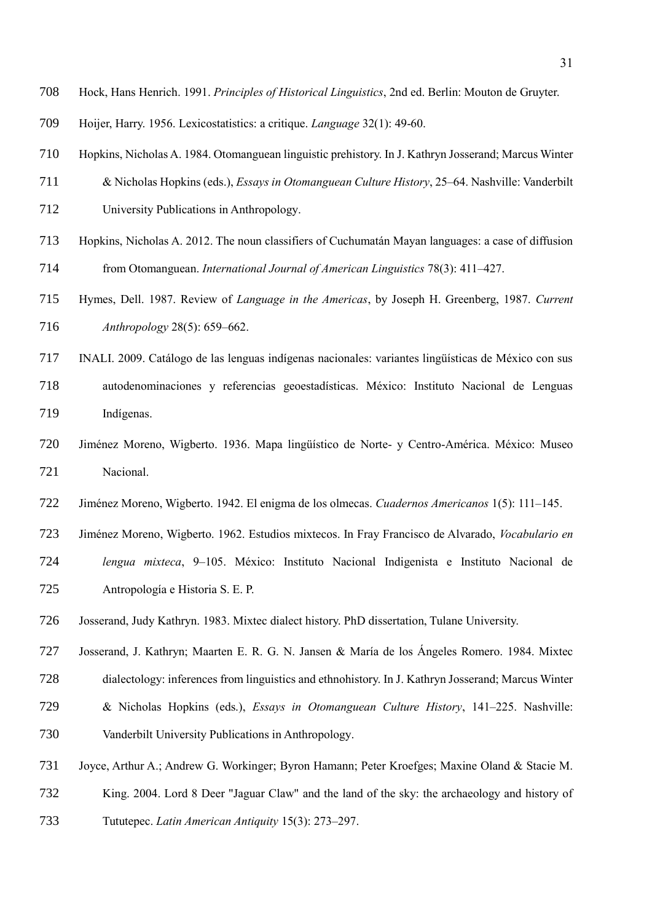Hock, Hans Henrich. 1991. *Principles of Historical Linguistics*, 2nd ed. Berlin: Mouton de Gruyter.

Hoijer, Harry. 1956. Lexicostatistics: a critique. *Language* 32(1): 49-60.

Hopkins, Nicholas A. 1984. Otomanguean linguistic prehistory. In J. Kathryn Josserand; Marcus Winter & Nicholas Hopkins (eds.), *Essays in Otomanguean Culture History*, 25–64. Nashville: Vanderbilt University Publications in Anthropology.

Hopkins, Nicholas A. 2012. The noun classifiers of Cuchumatán Mayan languages: a case of diffusion from Otomanguean. *International Journal of American Linguistics* 78(3): 411–427.

Hymes, Dell. 1987. Review of *Language in the Americas*, by Joseph H. Greenberg, 1987. *Current Anthropology* 28(5): 659–662.

INALI. 2009. Catálogo de las lenguas indígenas nacionales: variantes lingüísticas de México con sus autodenominaciones y referencias geoestadísticas. México: Instituto Nacional de Lenguas Indígenas.

Jiménez Moreno, Wigberto. 1936. Mapa lingüístico de Norte- y Centro-América. México: Museo Nacional.

Jiménez Moreno, Wigberto. 1942. El enigma de los olmecas. *Cuadernos Americanos* 1(5): 111–145.

Jiménez Moreno, Wigberto. 1962. Estudios mixtecos. In Fray Francisco de Alvarado, *Vocabulario en lengua mixteca*, 9–105. México: Instituto Nacional Indigenista e Instituto Nacional de Antropología e Historia S. E. P.

Josserand, Judy Kathryn. 1983. Mixtec dialect history. PhD dissertation, Tulane University.

Josserand, J. Kathryn; Maarten E. R. G. N. Jansen & María de los Ángeles Romero. 1984. Mixtec dialectology: inferences from linguistics and ethnohistory. In J. Kathryn Josserand; Marcus Winter & Nicholas Hopkins (eds.), *Essays in Otomanguean Culture History*, 141–225. Nashville: Vanderbilt University Publications in Anthropology.

Joyce, Arthur A.; Andrew G. Workinger; Byron Hamann; Peter Kroefges; Maxine Oland & Stacie M. King. 2004. Lord 8 Deer "Jaguar Claw" and the land of the sky: the archaeology and history of Tututepec. *Latin American Antiquity* 15(3): 273–297.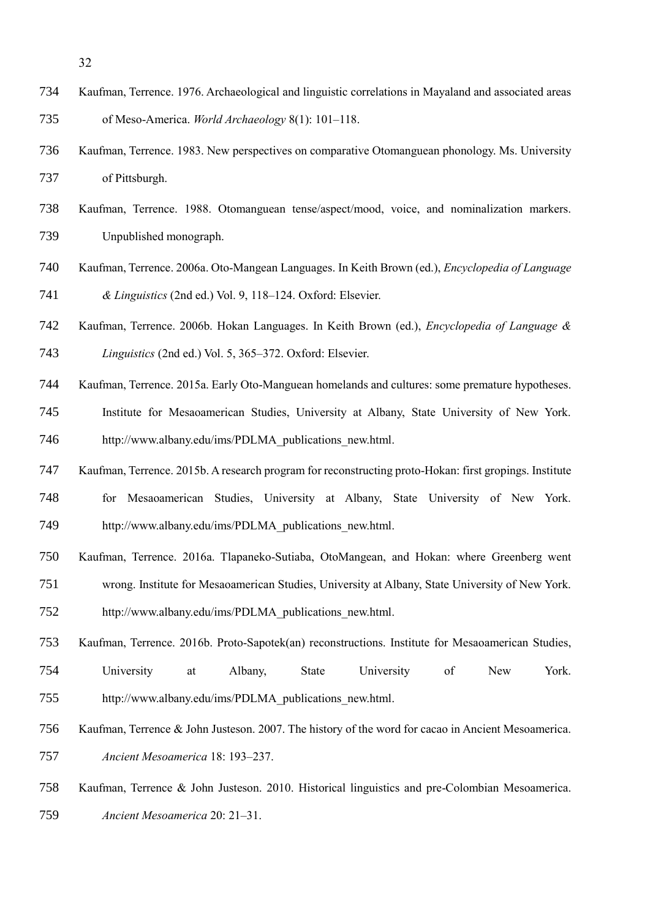Kaufman, Terrence. 1976. Archaeological and linguistic correlations in Mayaland and associated areas of Meso-America. *World Archaeology* 8(1): 101–118.

Kaufman, Terrence. 1983. New perspectives on comparative Otomanguean phonology. Ms. University of Pittsburgh.

Kaufman, Terrence. 1988. Otomanguean tense/aspect/mood, voice, and nominalization markers. Unpublished monograph.

Kaufman, Terrence. 2006a. Oto-Mangean Languages. In Keith Brown (ed.), *Encyclopedia of Language & Linguistics* (2nd ed.) Vol. 9, 118–124. Oxford: Elsevier.

Kaufman, Terrence. 2006b. Hokan Languages. In Keith Brown (ed.), *Encyclopedia of Language & Linguistics* (2nd ed.) Vol. 5, 365–372. Oxford: Elsevier.

Kaufman, Terrence. 2015a. Early Oto-Manguean homelands and cultures: some premature hypotheses. Institute for Mesaoamerican Studies, University at Albany, State University of New York. http://www.albany.edu/ims/PDLMA_publications_new.html.

Kaufman, Terrence. 2015b. A research program for reconstructing proto-Hokan: first gropings. Institute for Mesaoamerican Studies, University at Albany, State University of New York. http://www.albany.edu/ims/PDLMA_publications_new.html.

Kaufman, Terrence. 2016a. Tlapaneko-Sutiaba, OtoMangean, and Hokan: where Greenberg went wrong. Institute for Mesaoamerican Studies, University at Albany, State University of New York. http://www.albany.edu/ims/PDLMA_publications_new.html.

Kaufman, Terrence. 2016b. Proto-Sapotek(an) reconstructions. Institute for Mesaoamerican Studies, University at Albany, State University of New York. http://www.albany.edu/ims/PDLMA_publications_new.html.

Kaufman, Terrence & John Justeson. 2007. The history of the word for cacao in Ancient Mesoamerica. *Ancient Mesoamerica* 18: 193–237.

Kaufman, Terrence & John Justeson. 2010. Historical linguistics and pre-Colombian Mesoamerica. *Ancient Mesoamerica* 20: 21–31.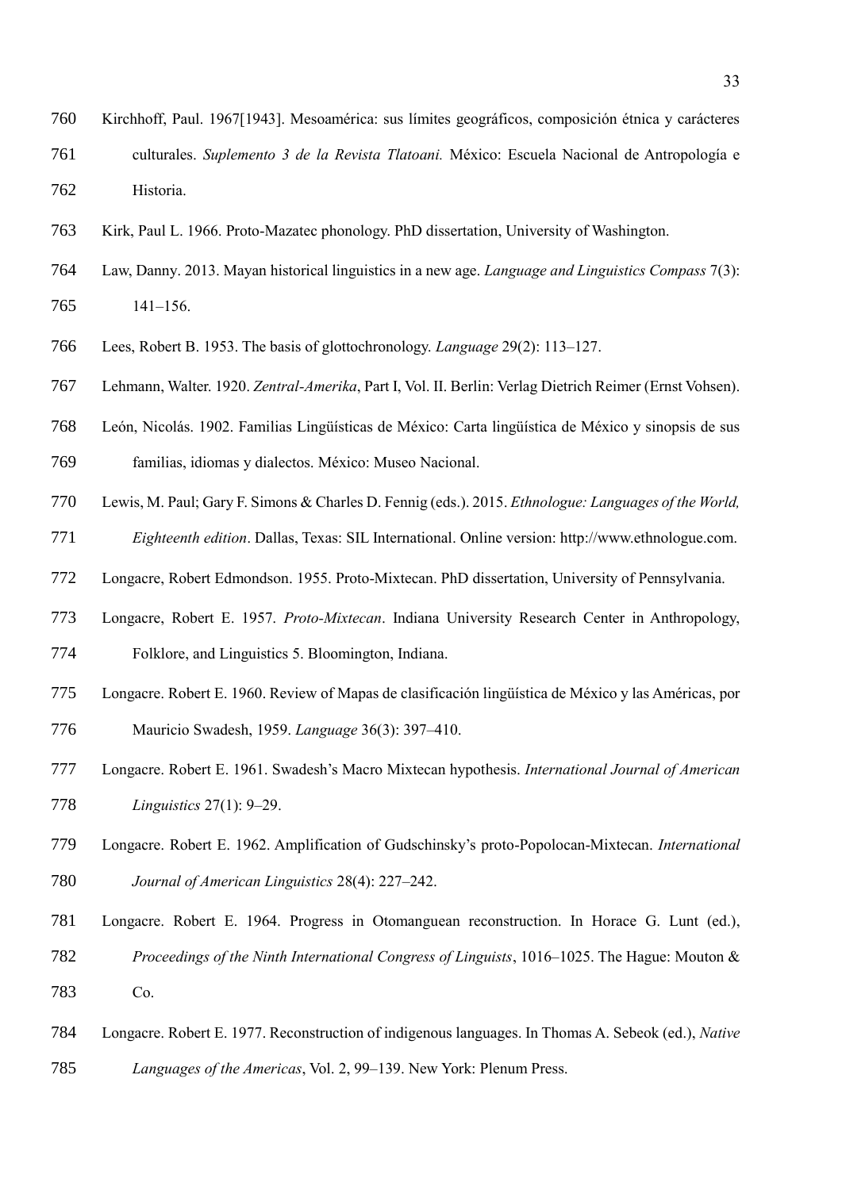Kirchhoff, Paul. 1967[1943]. Mesoamérica: sus límites geográficos, composición étnica y carácteres culturales. *Suplemento 3 de la Revista Tlatoani.* México: Escuela Nacional de Antropología e Historia.

Kirk, Paul L. 1966. Proto-Mazatec phonology. PhD dissertation, University of Washington.

Law, Danny. 2013. Mayan historical linguistics in a new age. *Language and Linguistics Compass* 7(3): 141–156.

Lees, Robert B. 1953. The basis of glottochronology. *Language* 29(2): 113–127.

Lehmann, Walter. 1920. *Zentral-Amerika*, Part I, Vol. II. Berlin: Verlag Dietrich Reimer (Ernst Vohsen).

León, Nicolás. 1902. Familias Lingüísticas de México: Carta lingüística de México y sinopsis de sus familias, idiomas y dialectos. México: Museo Nacional.

Lewis, M. Paul; Gary F. Simons & Charles D. Fennig (eds.). 2015. *Ethnologue: Languages of the World, Eighteenth edition*. Dallas, Texas: SIL International. Online version: http://www.ethnologue.com.

Longacre, Robert Edmondson. 1955. Proto-Mixtecan. PhD dissertation, University of Pennsylvania.

Longacre, Robert E. 1957. *Proto-Mixtecan*. Indiana University Research Center in Anthropology, Folklore, and Linguistics 5. Bloomington, Indiana.

Longacre. Robert E. 1960. Review of Mapas de clasificación lingüística de México y las Américas, por Mauricio Swadesh, 1959. *Language* 36(3): 397–410.

Longacre. Robert E. 1961. Swadesh's Macro Mixtecan hypothesis. *International Journal of American Linguistics* 27(1): 9–29.

Longacre. Robert E. 1962. Amplification of Gudschinsky's proto-Popolocan-Mixtecan. *International Journal of American Linguistics* 28(4): 227–242.

Longacre. Robert E. 1964. Progress in Otomanguean reconstruction. In Horace G. Lunt (ed.), *Proceedings of the Ninth International Congress of Linguists*, 1016–1025. The Hague: Mouton & Co.

Longacre. Robert E. 1977. Reconstruction of indigenous languages. In Thomas A. Sebeok (ed.), *Native Languages of the Americas*, Vol. 2, 99–139. New York: Plenum Press.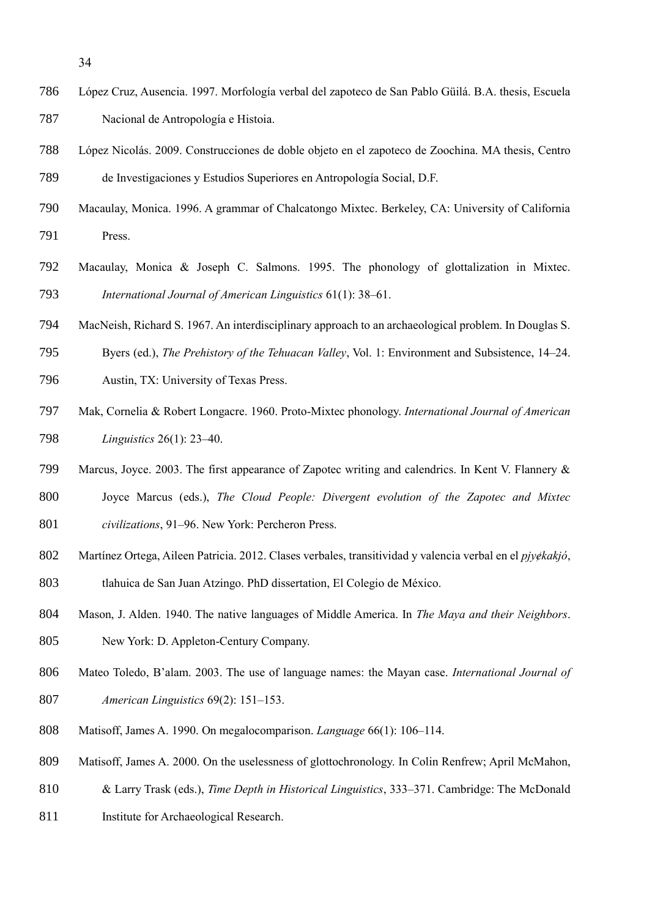López Cruz, Ausencia. 1997. Morfología verbal del zapoteco de San Pablo Güilá. B.A. thesis, Escuela Nacional de Antropología e Histoia.

López Nicolás. 2009. Construcciones de doble objeto en el zapoteco de Zoochina. MA thesis, Centro de Investigaciones y Estudios Superiores en Antropología Social, D.F.

Macaulay, Monica. 1996. A grammar of Chalcatongo Mixtec. Berkeley, CA: University of California Press.

Macaulay, Monica & Joseph C. Salmons. 1995. The phonology of glottalization in Mixtec. *International Journal of American Linguistics* 61(1): 38–61.

MacNeish, Richard S. 1967. An interdisciplinary approach to an archaeological problem. In Douglas S. Byers (ed.), *The Prehistory of the Tehuacan Valley*, Vol. 1: Environment and Subsistence, 14–24. Austin, TX: University of Texas Press.

Mak, Cornelia & Robert Longacre. 1960. Proto-Mixtec phonology. *International Journal of American Linguistics* 26(1): 23–40.

Marcus, Joyce. 2003. The first appearance of Zapotec writing and calendrics. In Kent V. Flannery & Joyce Marcus (eds.), *The Cloud People: Divergent evolution of the Zapotec and Mixtec civilizations*, 91–96. New York: Percheron Press.

Martínez Ortega, Aileen Patricia. 2012. Clases verbales, transitividad y valencia verbal en el *pjyɇkakjó*, tlahuica de San Juan Atzingo. PhD dissertation, El Colegio de México.

Mason, J. Alden. 1940. The native languages of Middle America. In *The Maya and their Neighbors*. New York: D. Appleton-Century Company.

Mateo Toledo, B'alam. 2003. The use of language names: the Mayan case. *International Journal of American Linguistics* 69(2): 151–153.

Matisoff, James A. 1990. On megalocomparison. *Language* 66(1): 106–114.

Matisoff, James A. 2000. On the uselessness of glottochronology. In Colin Renfrew; April McMahon, & Larry Trask (eds.), *Time Depth in Historical Linguistics*, 333–371. Cambridge: The McDonald Institute for Archaeological Research.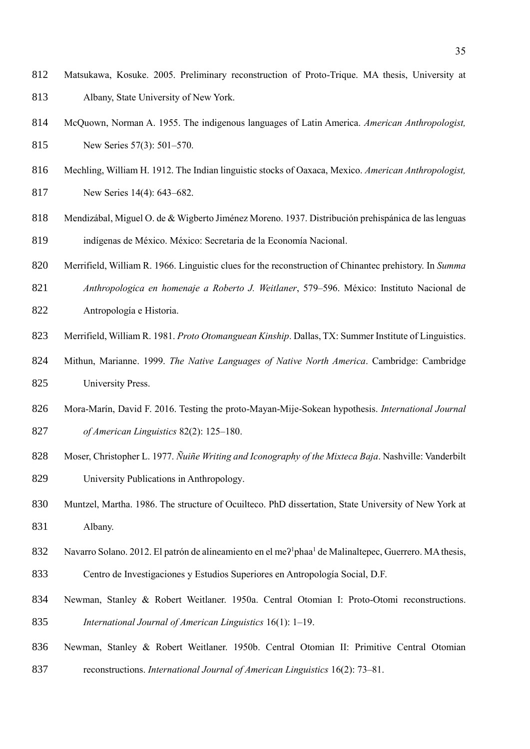Matsukawa, Kosuke. 2005. Preliminary reconstruction of Proto-Trique. MA thesis, University at Albany, State University of New York.

McQuown, Norman A. 1955. The indigenous languages of Latin America. *American Anthropologist,* New Series 57(3): 501–570.

Mechling, William H. 1912. The Indian linguistic stocks of Oaxaca, Mexico. *American Anthropologist,* New Series 14(4): 643–682.

Mendizábal, Miguel O. de & Wigberto Jiménez Moreno. 1937. Distribución prehispánica de las lenguas indígenas de México. México: Secretaria de la Economía Nacional.

Merrifield, William R. 1966. Linguistic clues for the reconstruction of Chinantec prehistory. In *Summa Anthropologica en homenaje a Roberto J. Weitlaner*, 579–596. México: Instituto Nacional de Antropología e Historia.

Merrifield, William R. 1981. *Proto Otomanguean Kinship*. Dallas, TX: Summer Institute of Linguistics.

Mithun, Marianne. 1999. *The Native Languages of Native North America*. Cambridge: Cambridge University Press.

Mora-Marín, David F. 2016. Testing the proto-Mayan-Mije-Sokean hypothesis. *International Journal of American Linguistics* 82(2): 125–180.

Moser, Christopher L. 1977. *Ñuiñe Writing and Iconography of the Mixteca Baja*. Nashville: Vanderbilt University Publications in Anthropology.

Muntzel, Martha. 1986. The structure of Ocuilteco. PhD dissertation, State University of New York at Albany.

Navarro Solano. 2012. El patrón de alineamiento en el meʔ¹phaa¹ de Malinaltepec, Guerrero. MA thesis, Centro de Investigaciones y Estudios Superiores en Antropología Social, D.F.

Newman, Stanley & Robert Weitlaner. 1950a. Central Otomian I: Proto-Otomi reconstructions. *International Journal of American Linguistics* 16(1): 1–19.

Newman, Stanley & Robert Weitlaner. 1950b. Central Otomian II: Primitive Central Otomian reconstructions. *International Journal of American Linguistics* 16(2): 73–81.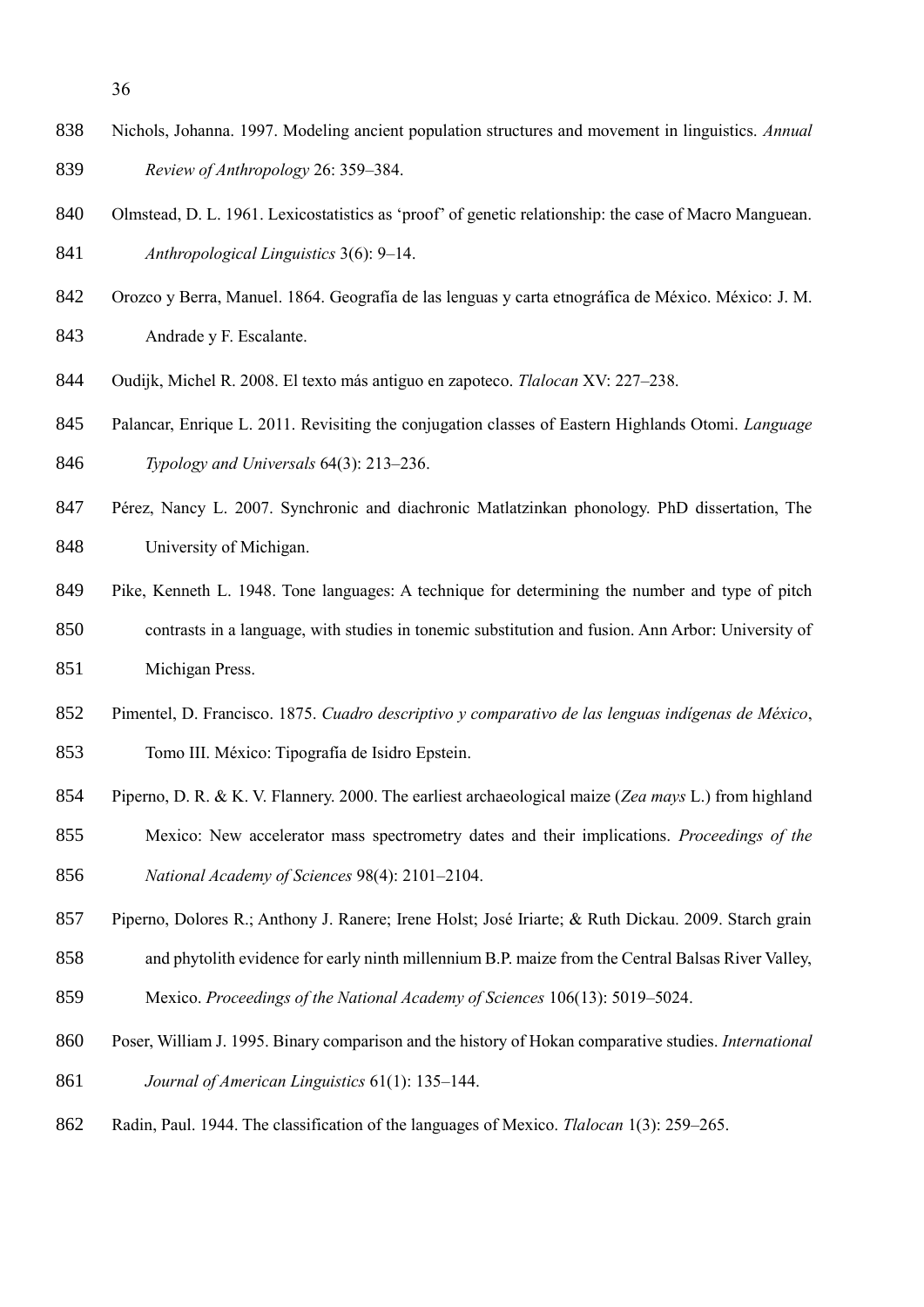Nichols, Johanna. 1997. Modeling ancient population structures and movement in linguistics. *Annual Review of Anthropology* 26: 359–384.

Olmstead, D. L. 1961. Lexicostatistics as 'proof' of genetic relationship: the case of Macro Manguean. *Anthropological Linguistics* 3(6): 9–14.

Orozco y Berra, Manuel. 1864. Geografía de las lenguas y carta etnográfica de México. México: J. M. Andrade y F. Escalante.

Oudijk, Michel R. 2008. El texto más antiguo en zapoteco. *Tlalocan* XV: 227–238.

Palancar, Enrique L. 2011. Revisiting the conjugation classes of Eastern Highlands Otomi. *Language Typology and Universals* 64(3): 213–236.

Pérez, Nancy L. 2007. Synchronic and diachronic Matlatzinkan phonology. PhD dissertation, The University of Michigan.

Pike, Kenneth L. 1948. Tone languages: A technique for determining the number and type of pitch contrasts in a language, with studies in tonemic substitution and fusion. Ann Arbor: University of Michigan Press.

Pimentel, D. Francisco. 1875. *Cuadro descriptivo y comparativo de las lenguas indígenas de México*, Tomo III. México: Tipografía de Isidro Epstein.

Piperno, D. R. & K. V. Flannery. 2000. The earliest archaeological maize (*Zea mays* L.) from highland Mexico: New accelerator mass spectrometry dates and their implications. *Proceedings of the National Academy of Sciences* 98(4): 2101–2104.

Piperno, Dolores R.; Anthony J. Ranere; Irene Holst; José Iriarte; & Ruth Dickau. 2009. Starch grain and phytolith evidence for early ninth millennium B.P. maize from the Central Balsas River Valley, Mexico. *Proceedings of the National Academy of Sciences* 106(13): 5019–5024.

Poser, William J. 1995. Binary comparison and the history of Hokan comparative studies. *International Journal of American Linguistics* 61(1): 135–144.

Radin, Paul. 1944. The classification of the languages of Mexico. *Tlalocan* 1(3): 259–265.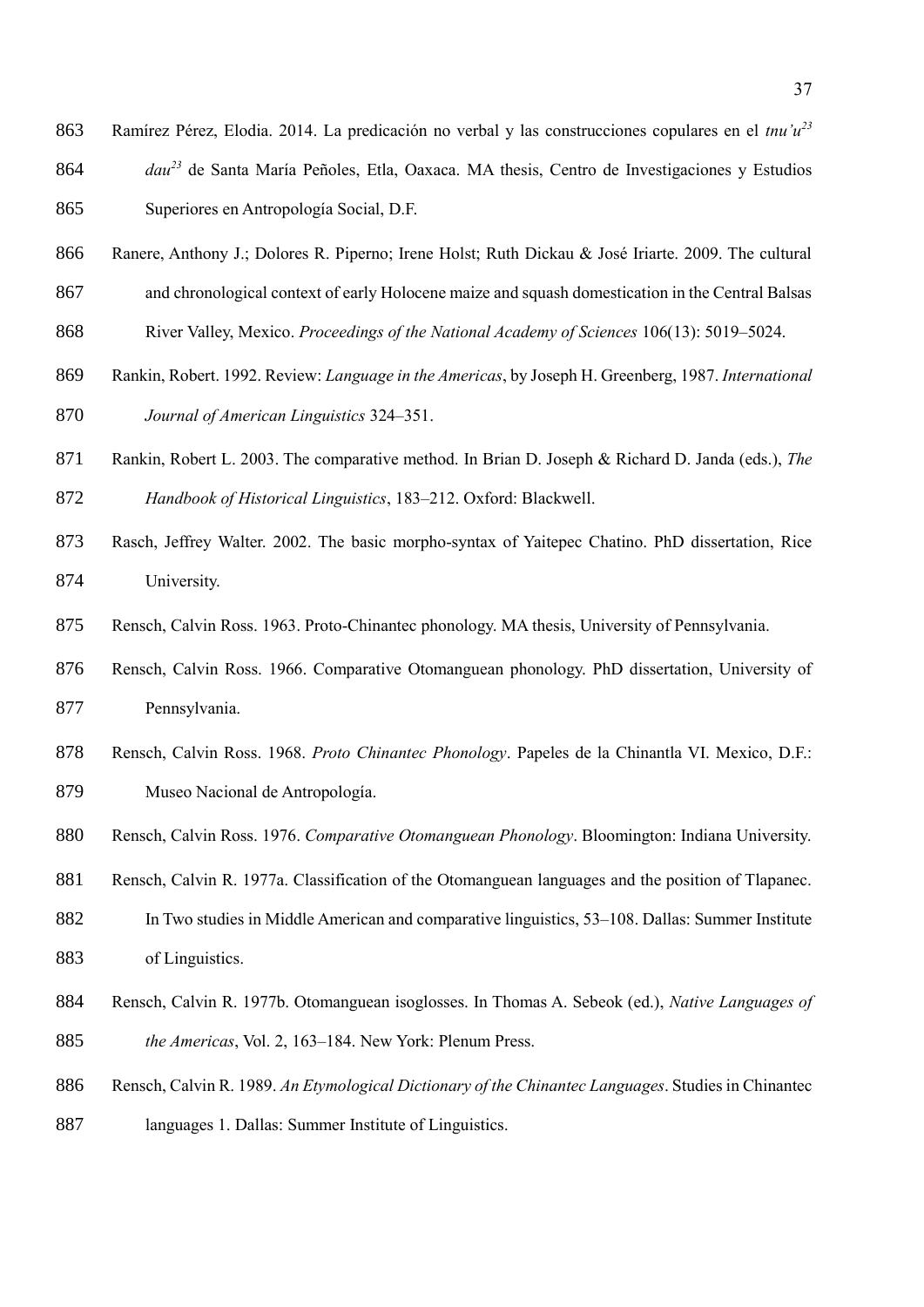Ramírez Pérez, Elodia. 2014. La predicación no verbal y las construcciones copulares en el *tnu'u*[23] *dau*[23] de Santa María Peñoles, Etla, Oaxaca. MA thesis, Centro de Investigaciones y Estudios Superiores en Antropología Social, D.F.

Ranere, Anthony J.; Dolores R. Piperno; Irene Holst; Ruth Dickau & José Iriarte. 2009. The cultural and chronological context of early Holocene maize and squash domestication in the Central Balsas River Valley, Mexico. *Proceedings of the National Academy of Sciences* 106(13): 5019–5024.

Rankin, Robert. 1992. Review: *Language in the Americas*, by Joseph H. Greenberg, 1987. *International Journal of American Linguistics* 324–351.

Rankin, Robert L. 2003. The comparative method. In Brian D. Joseph & Richard D. Janda (eds.), *The Handbook of Historical Linguistics*, 183–212. Oxford: Blackwell.

Rasch, Jeffrey Walter. 2002. The basic morpho-syntax of Yaitepec Chatino. PhD dissertation, Rice University.

Rensch, Calvin Ross. 1963. Proto-Chinantec phonology. MA thesis, University of Pennsylvania.

Rensch, Calvin Ross. 1966. Comparative Otomanguean phonology. PhD dissertation, University of Pennsylvania.

Rensch, Calvin Ross. 1968. *Proto Chinantec Phonology*. Papeles de la Chinantla VI. Mexico, D.F.: Museo Nacional de Antropología.

Rensch, Calvin Ross. 1976. *Comparative Otomanguean Phonology*. Bloomington: Indiana University.

Rensch, Calvin R. 1977a. Classification of the Otomanguean languages and the position of Tlapanec. In Two studies in Middle American and comparative linguistics, 53–108. Dallas: Summer Institute of Linguistics.

Rensch, Calvin R. 1977b. Otomanguean isoglosses. In Thomas A. Sebeok (ed.), *Native Languages of the Americas*, Vol. 2, 163–184. New York: Plenum Press.

Rensch, Calvin R. 1989. *An Etymological Dictionary of the Chinantec Languages*. Studies in Chinantec languages 1. Dallas: Summer Institute of Linguistics.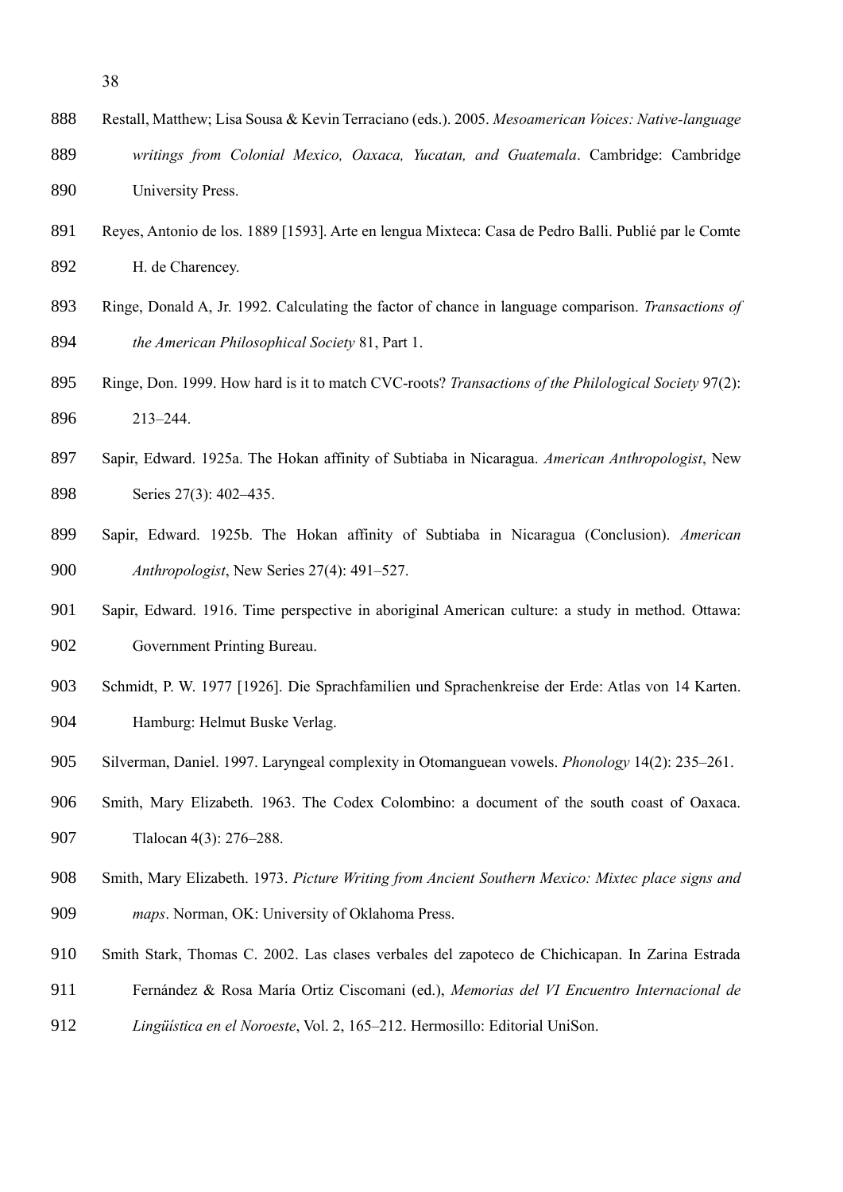Restall, Matthew; Lisa Sousa & Kevin Terraciano (eds.). 2005. *Mesoamerican Voices: Native-language writings from Colonial Mexico, Oaxaca, Yucatan, and Guatemala*. Cambridge: Cambridge University Press.

Reyes, Antonio de los. 1889 [1593]. Arte en lengua Mixteca: Casa de Pedro Balli. Publié par le Comte H. de Charencey.

Ringe, Donald A, Jr. 1992. Calculating the factor of chance in language comparison. *Transactions of the American Philosophical Society* 81, Part 1.

Ringe, Don. 1999. How hard is it to match CVC-roots? *Transactions of the Philological Society* 97(2): 213–244.

Sapir, Edward. 1925a. The Hokan affinity of Subtiaba in Nicaragua. *American Anthropologist*, New Series 27(3): 402–435.

Sapir, Edward. 1925b. The Hokan affinity of Subtiaba in Nicaragua (Conclusion). *American Anthropologist*, New Series 27(4): 491–527.

Sapir, Edward. 1916. Time perspective in aboriginal American culture: a study in method. Ottawa: Government Printing Bureau.

Schmidt, P. W. 1977 [1926]. Die Sprachfamilien und Sprachenkreise der Erde: Atlas von 14 Karten. Hamburg: Helmut Buske Verlag.

Silverman, Daniel. 1997. Laryngeal complexity in Otomanguean vowels. *Phonology* 14(2): 235–261.

Smith, Mary Elizabeth. 1963. The Codex Colombino: a document of the south coast of Oaxaca. Tlalocan 4(3): 276–288.

Smith, Mary Elizabeth. 1973. *Picture Writing from Ancient Southern Mexico: Mixtec place signs and maps*. Norman, OK: University of Oklahoma Press.

Smith Stark, Thomas C. 2002. Las clases verbales del zapoteco de Chichicapan. In Zarina Estrada Fernández & Rosa María Ortiz Ciscomani (ed.), *Memorias del VI Encuentro Internacional de Lingüística en el Noroeste*, Vol. 2, 165–212. Hermosillo: Editorial UniSon.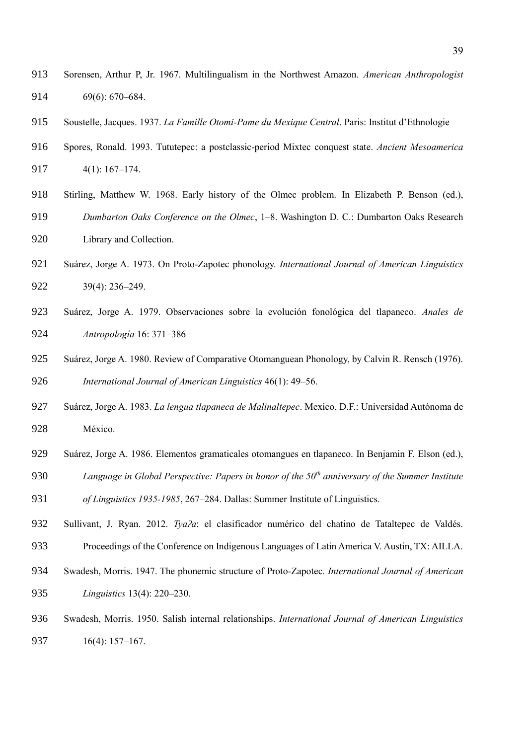Sorensen, Arthur P, Jr. 1967. Multilingualism in the Northwest Amazon. *American Anthropologist* 69(6): 670–684.

Soustelle, Jacques. 1937. *La Famille Otomi-Pame du Mexique Central*. Paris: Institut d'Ethnologie

Spores, Ronald. 1993. Tututepec: a postclassic-period Mixtec conquest state. *Ancient Mesoamerica* 4(1): 167–174.

Stirling, Matthew W. 1968. Early history of the Olmec problem. In Elizabeth P. Benson (ed.), *Dumbarton Oaks Conference on the Olmec*, 1–8. Washington D. C.: Dumbarton Oaks Research Library and Collection.

Suárez, Jorge A. 1973. On Proto-Zapotec phonology. *International Journal of American Linguistics* 39(4): 236–249.

Suárez, Jorge A. 1979. Observaciones sobre la evolución fonológica del tlapaneco. *Anales de Antropología* 16: 371–386

Suárez, Jorge A. 1980. Review of Comparative Otomanguean Phonology, by Calvin R. Rensch (1976). *International Journal of American Linguistics* 46(1): 49–56.

Suárez, Jorge A. 1983. *La lengua tlapaneca de Malinaltepec*. Mexico, D.F.: Universidad Autónoma de México.

Suárez, Jorge A. 1986. Elementos gramaticales otomangues en tlapaneco. In Benjamin F. Elson (ed.), *Language in Global Perspective: Papers in honor of the 50th anniversary of the Summer Institute of Linguistics 1935-1985*, 267–284. Dallas: Summer Institute of Linguistics.

Sullivant, J. Ryan. 2012. *Tyaʔa*: el clasificador numérico del chatino de Tataltepec de Valdés. Proceedings of the Conference on Indigenous Languages of Latin America V. Austin, TX: AILLA.

Swadesh, Morris. 1947. The phonemic structure of Proto-Zapotec. *International Journal of American Linguistics* 13(4): 220–230.

Swadesh, Morris. 1950. Salish internal relationships. *International Journal of American Linguistics* 16(4): 157–167.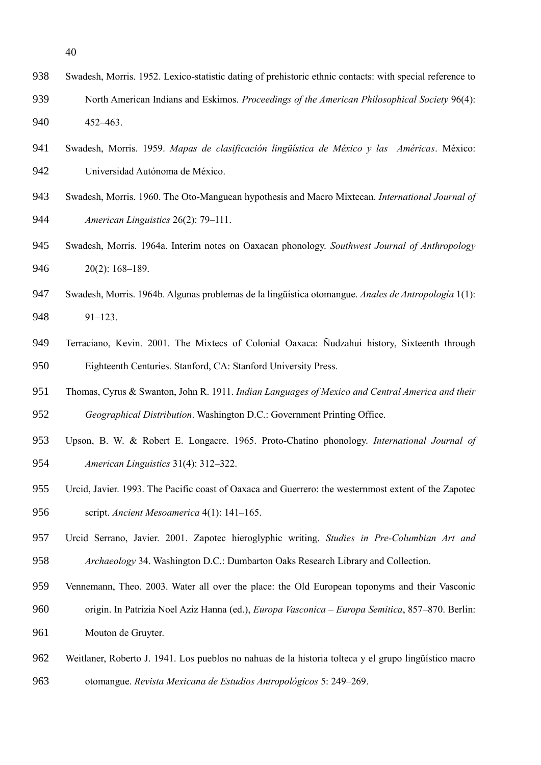Swadesh, Morris. 1952. Lexico-statistic dating of prehistoric ethnic contacts: with special reference to North American Indians and Eskimos. *Proceedings of the American Philosophical Society* 96(4): 452–463.

Swadesh, Morris. 1959. *Mapas de clasificación lingüística de México y las Américas*. México: Universidad Autónoma de México.

Swadesh, Morris. 1960. The Oto-Manguean hypothesis and Macro Mixtecan. *International Journal of American Linguistics* 26(2): 79–111.

Swadesh, Morris. 1964a. Interim notes on Oaxacan phonology. *Southwest Journal of Anthropology* 20(2): 168–189.

Swadesh, Morris. 1964b. Algunas problemas de la lingüística otomangue. *Anales de Antropología* 1(1): 91–123.

Terraciano, Kevin. 2001. The Mixtecs of Colonial Oaxaca: Ñudzahui history, Sixteenth through Eighteenth Centuries. Stanford, CA: Stanford University Press.

Thomas, Cyrus & Swanton, John R. 1911. *Indian Languages of Mexico and Central America and their Geographical Distribution*. Washington D.C.: Government Printing Office.

Upson, B. W. & Robert E. Longacre. 1965. Proto-Chatino phonology. *International Journal of American Linguistics* 31(4): 312–322.

Urcid, Javier. 1993. The Pacific coast of Oaxaca and Guerrero: the westernmost extent of the Zapotec script. *Ancient Mesoamerica* 4(1): 141–165.

Urcid Serrano, Javier. 2001. Zapotec hieroglyphic writing. *Studies in Pre-Columbian Art and Archaeology* 34. Washington D.C.: Dumbarton Oaks Research Library and Collection.

Vennemann, Theo. 2003. Water all over the place: the Old European toponyms and their Vasconic origin. In Patrizia Noel Aziz Hanna (ed.), *Europa Vasconica – Europa Semitica*, 857–870. Berlin: Mouton de Gruyter.

Weitlaner, Roberto J. 1941. Los pueblos no nahuas de la historia tolteca y el grupo lingüístico macro otomangue. *Revista Mexicana de Estudios Antropológicos* 5: 249–269.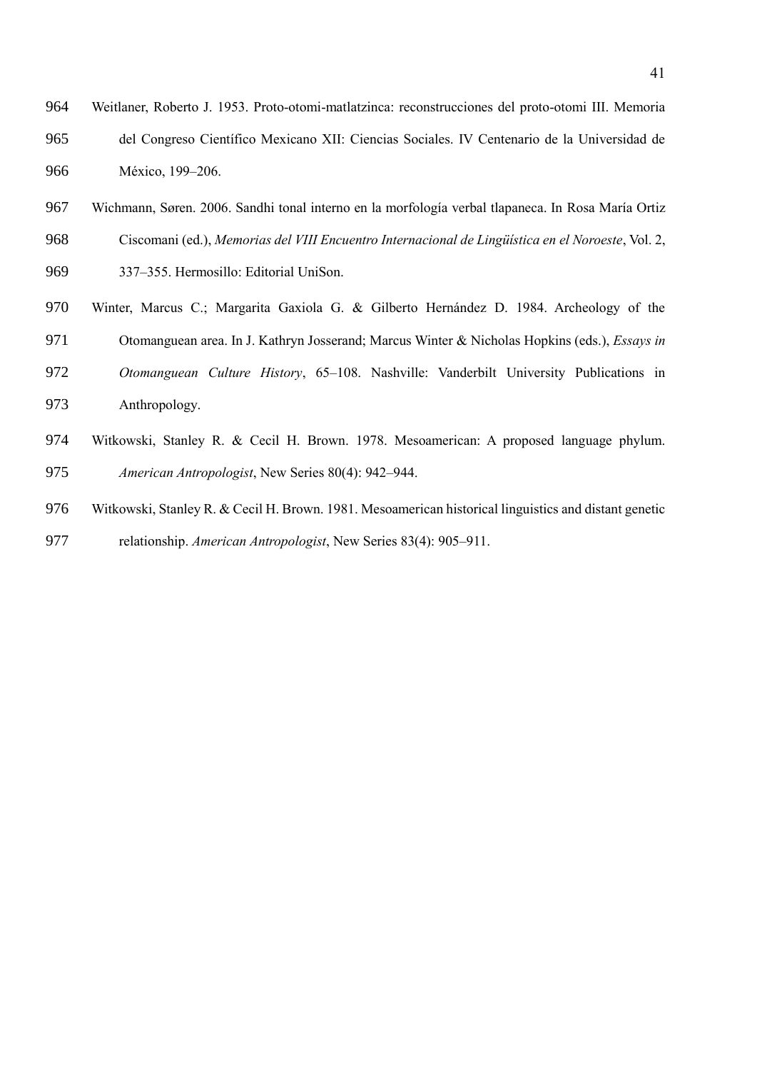Weitlaner, Roberto J. 1953. Proto-otomi-matlatzinca: reconstrucciones del proto-otomi III. Memoria del Congreso Científico Mexicano XII: Ciencias Sociales. IV Centenario de la Universidad de México, 199–206.

Wichmann, Søren. 2006. Sandhi tonal interno en la morfología verbal tlapaneca. In Rosa María Ortiz Ciscomani (ed.), *Memorias del VIII Encuentro Internacional de Lingüística en el Noroeste*, Vol. 2, 337–355. Hermosillo: Editorial UniSon.

Winter, Marcus C.; Margarita Gaxiola G. & Gilberto Hernández D. 1984. Archeology of the Otomanguean area. In J. Kathryn Josserand; Marcus Winter & Nicholas Hopkins (eds.), *Essays in Otomanguean Culture History*, 65–108. Nashville: Vanderbilt University Publications in Anthropology.

Witkowski, Stanley R. & Cecil H. Brown. 1978. Mesoamerican: A proposed language phylum. *American Antropologist*, New Series 80(4): 942–944.

Witkowski, Stanley R. & Cecil H. Brown. 1981. Mesoamerican historical linguistics and distant genetic relationship. *American Antropologist*, New Series 83(4): 905–911.